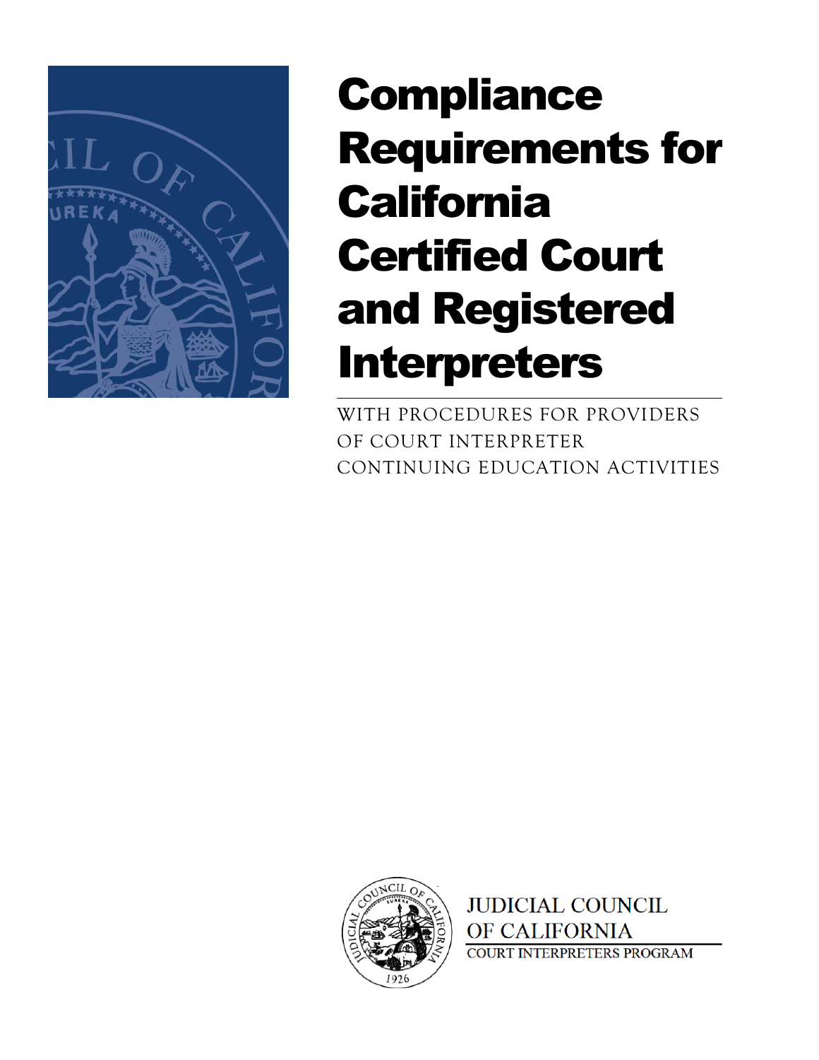# Compliance Requirements for California Certified Court and Registered Interpreters

WITH PROCEDURES FOR PROVIDERS OF COURT INTERPRETER CONTINUING EDUCATION ACTIVITIES

JUDICIAL COUNCIL OF CALIFORNIA

COURT INTERPRETERS PROGRAM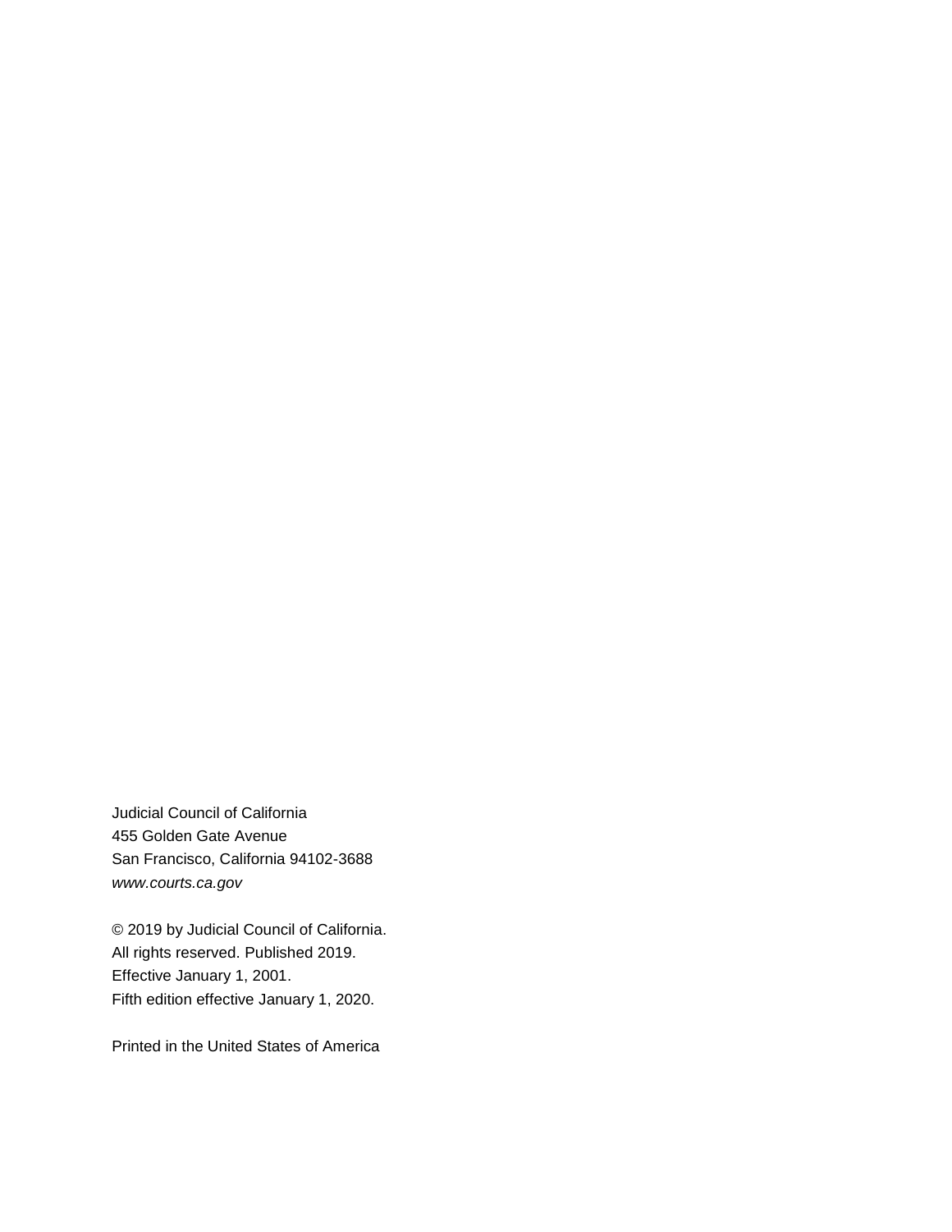Judicial Council of California
455 Golden Gate Avenue
San Francisco, California 94102-3688
*www.courts.ca.gov*

© 2019 by Judicial Council of California.
All rights reserved. Published 2019.
Effective January 1, 2001.
Fifth edition effective January 1, 2020.

Printed in the United States of America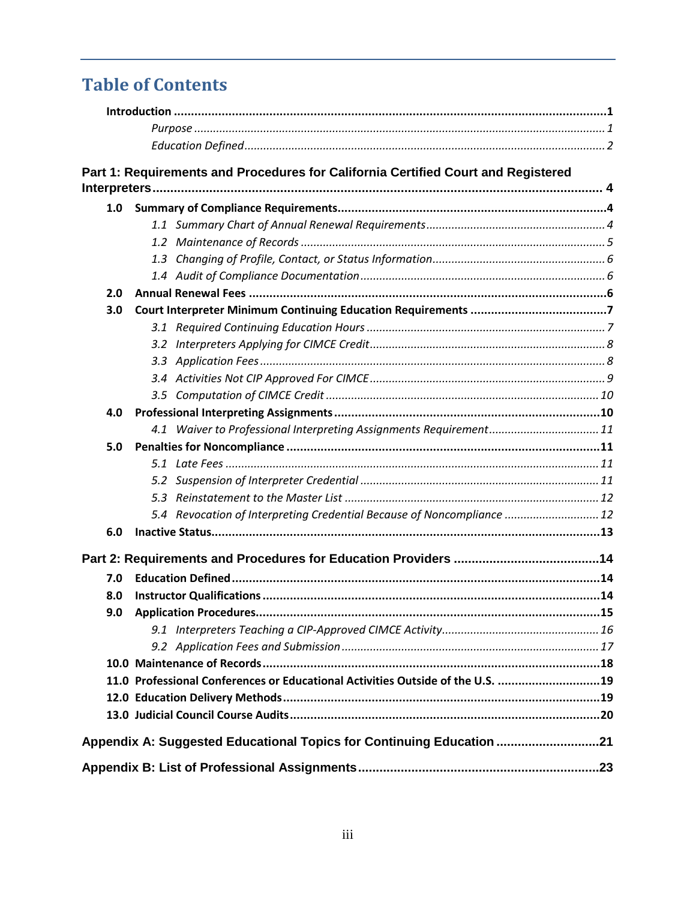# Table of Contents

**Introduction** ..... **1**

*Purpose* ..... *1*

*Education Defined* ..... *2*

**Part 1: Requirements and Procedures for California Certified Court and Registered Interpreters** ..... **4**

**1.0 Summary of Compliance Requirements** ..... **4**

*1.1 Summary Chart of Annual Renewal Requirements* ..... *4*

*1.2 Maintenance of Records* ..... *5*

*1.3 Changing of Profile, Contact, or Status Information* ..... *6*

*1.4 Audit of Compliance Documentation* ..... *6*

**2.0 Annual Renewal Fees** ..... **6**

**3.0 Court Interpreter Minimum Continuing Education Requirements** ..... **7**

*3.1 Required Continuing Education Hours* ..... *7*

*3.2 Interpreters Applying for CIMCE Credit* ..... *8*

*3.3 Application Fees* ..... *8*

*3.4 Activities Not CIP Approved For CIMCE* ..... *9*

*3.5 Computation of CIMCE Credit* ..... *10*

**4.0 Professional Interpreting Assignments** ..... **10**

*4.1 Waiver to Professional Interpreting Assignments Requirement* ..... *11*

**5.0 Penalties for Noncompliance** ..... **11**

*5.1 Late Fees* ..... *11*

*5.2 Suspension of Interpreter Credential* ..... *11*

*5.3 Reinstatement to the Master List* ..... *12*

*5.4 Revocation of Interpreting Credential Because of Noncompliance* ..... *12*

**6.0 Inactive Status** ..... **13**

**Part 2: Requirements and Procedures for Education Providers** ..... **14**

**7.0 Education Defined** ..... **14**

**8.0 Instructor Qualifications** ..... **14**

**9.0 Application Procedures** ..... **15**

*9.1 Interpreters Teaching a CIP-Approved CIMCE Activity* ..... *16*

*9.2 Application Fees and Submission* ..... *17*

**10.0 Maintenance of Records** ..... **18**

**11.0 Professional Conferences or Educational Activities Outside of the U.S.** ..... **19**

**12.0 Education Delivery Methods** ..... **19**

**13.0 Judicial Council Course Audits** ..... **20**

**Appendix A: Suggested Educational Topics for Continuing Education** ..... **21**

**Appendix B: List of Professional Assignments** ..... **23**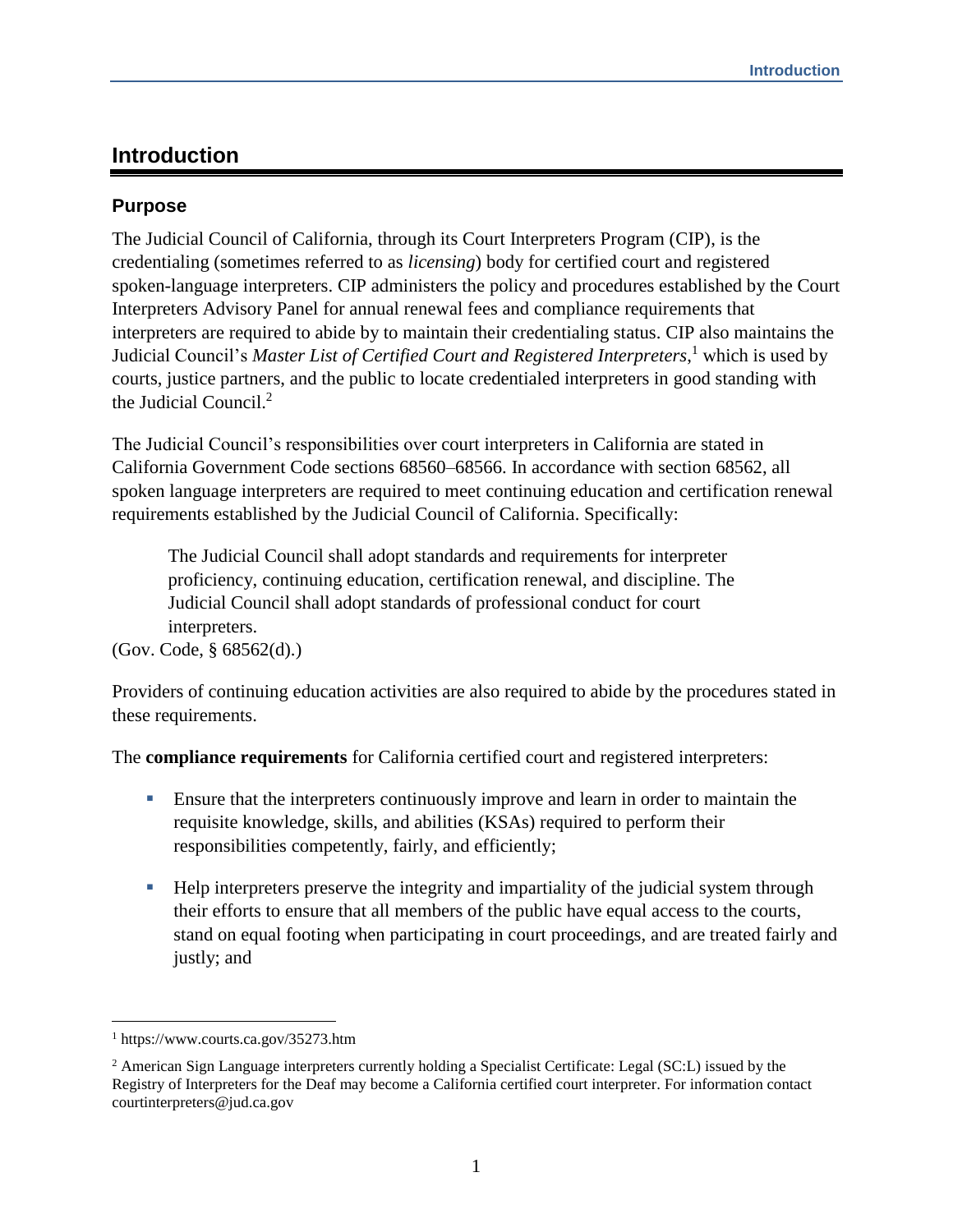# Introduction

## Purpose

The Judicial Council of California, through its Court Interpreters Program (CIP), is the credentialing (sometimes referred to as *licensing*) body for certified court and registered spoken-language interpreters. CIP administers the policy and procedures established by the Court Interpreters Advisory Panel for annual renewal fees and compliance requirements that interpreters are required to abide by to maintain their credentialing status. CIP also maintains the Judicial Council's *Master List of Certified Court and Registered Interpreters*,[1] which is used by courts, justice partners, and the public to locate credentialed interpreters in good standing with the Judicial Council.[2]

The Judicial Council's responsibilities over court interpreters in California are stated in California Government Code sections 68560–68566. In accordance with section 68562, all spoken language interpreters are required to meet continuing education and certification renewal requirements established by the Judicial Council of California. Specifically:

> The Judicial Council shall adopt standards and requirements for interpreter proficiency, continuing education, certification renewal, and discipline. The Judicial Council shall adopt standards of professional conduct for court interpreters.

(Gov. Code, § 68562(d).)

Providers of continuing education activities are also required to abide by the procedures stated in these requirements.

The **compliance requirements** for California certified court and registered interpreters:

- Ensure that the interpreters continuously improve and learn in order to maintain the requisite knowledge, skills, and abilities (KSAs) required to perform their responsibilities competently, fairly, and efficiently;
- Help interpreters preserve the integrity and impartiality of the judicial system through their efforts to ensure that all members of the public have equal access to the courts, stand on equal footing when participating in court proceedings, and are treated fairly and justly; and

---

[1] https://www.courts.ca.gov/35273.htm

[2] American Sign Language interpreters currently holding a Specialist Certificate: Legal (SC:L) issued by the Registry of Interpreters for the Deaf may become a California certified court interpreter. For information contact courtinterpreters@jud.ca.gov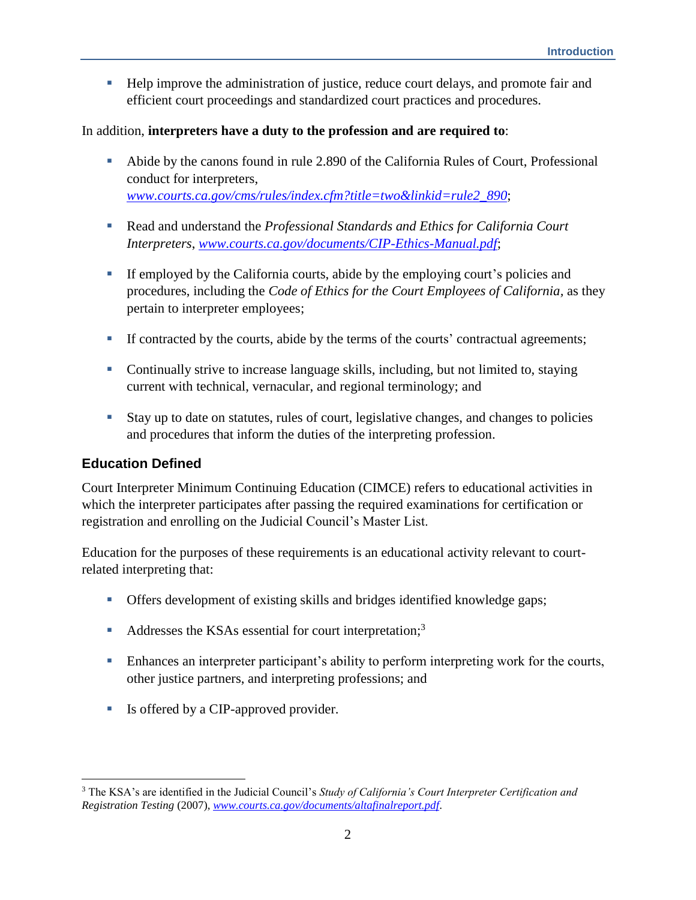- Help improve the administration of justice, reduce court delays, and promote fair and efficient court proceedings and standardized court practices and procedures.

In addition, **interpreters have a duty to the profession and are required to**:

- Abide by the canons found in rule 2.890 of the California Rules of Court, Professional conduct for interpreters, *www.courts.ca.gov/cms/rules/index.cfm?title=two&linkid=rule2_890*;

- Read and understand the *Professional Standards and Ethics for California Court Interpreters*, *www.courts.ca.gov/documents/CIP-Ethics-Manual.pdf*;

- If employed by the California courts, abide by the employing court's policies and procedures, including the *Code of Ethics for the Court Employees of California*, as they pertain to interpreter employees;

- If contracted by the courts, abide by the terms of the courts' contractual agreements;

- Continually strive to increase language skills, including, but not limited to, staying current with technical, vernacular, and regional terminology; and

- Stay up to date on statutes, rules of court, legislative changes, and changes to policies and procedures that inform the duties of the interpreting profession.

### Education Defined

Court Interpreter Minimum Continuing Education (CIMCE) refers to educational activities in which the interpreter participates after passing the required examinations for certification or registration and enrolling on the Judicial Council's Master List.

Education for the purposes of these requirements is an educational activity relevant to court-related interpreting that:

- Offers development of existing skills and bridges identified knowledge gaps;

- Addresses the KSAs essential for court interpretation;[3]

- Enhances an interpreter participant's ability to perform interpreting work for the courts, other justice partners, and interpreting professions; and

- Is offered by a CIP-approved provider.

---

[3] The KSA's are identified in the Judicial Council's *Study of California's Court Interpreter Certification and Registration Testing* (2007), *www.courts.ca.gov/documents/altafinalreport.pdf*.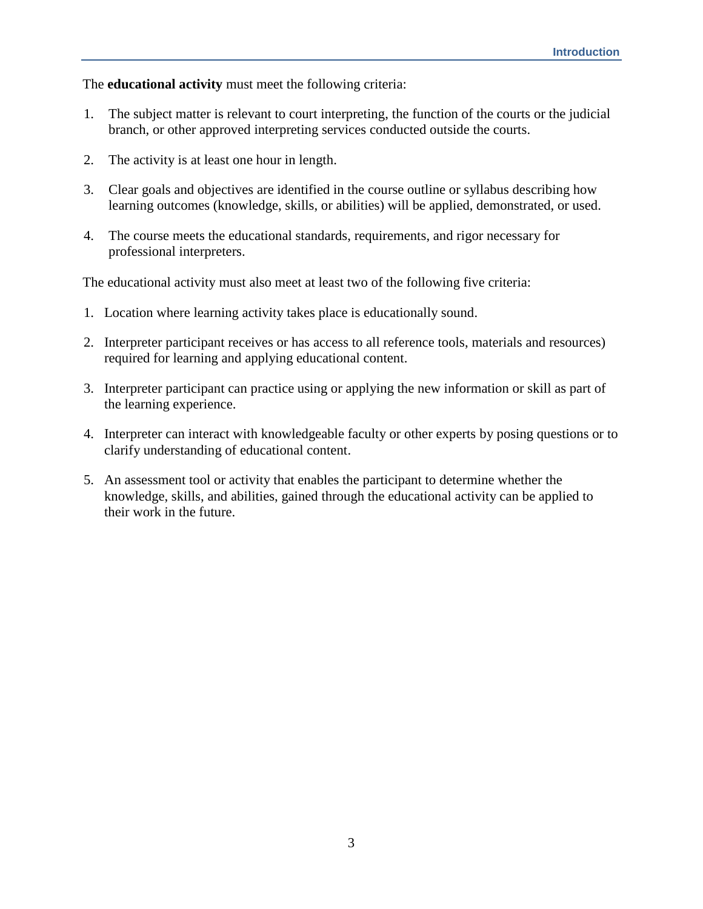The **educational activity** must meet the following criteria:

1. The subject matter is relevant to court interpreting, the function of the courts or the judicial branch, or other approved interpreting services conducted outside the courts.

2. The activity is at least one hour in length.

3. Clear goals and objectives are identified in the course outline or syllabus describing how learning outcomes (knowledge, skills, or abilities) will be applied, demonstrated, or used.

4. The course meets the educational standards, requirements, and rigor necessary for professional interpreters.

The educational activity must also meet at least two of the following five criteria:

1. Location where learning activity takes place is educationally sound.

2. Interpreter participant receives or has access to all reference tools, materials and resources) required for learning and applying educational content.

3. Interpreter participant can practice using or applying the new information or skill as part of the learning experience.

4. Interpreter can interact with knowledgeable faculty or other experts by posing questions or to clarify understanding of educational content.

5. An assessment tool or activity that enables the participant to determine whether the knowledge, skills, and abilities, gained through the educational activity can be applied to their work in the future.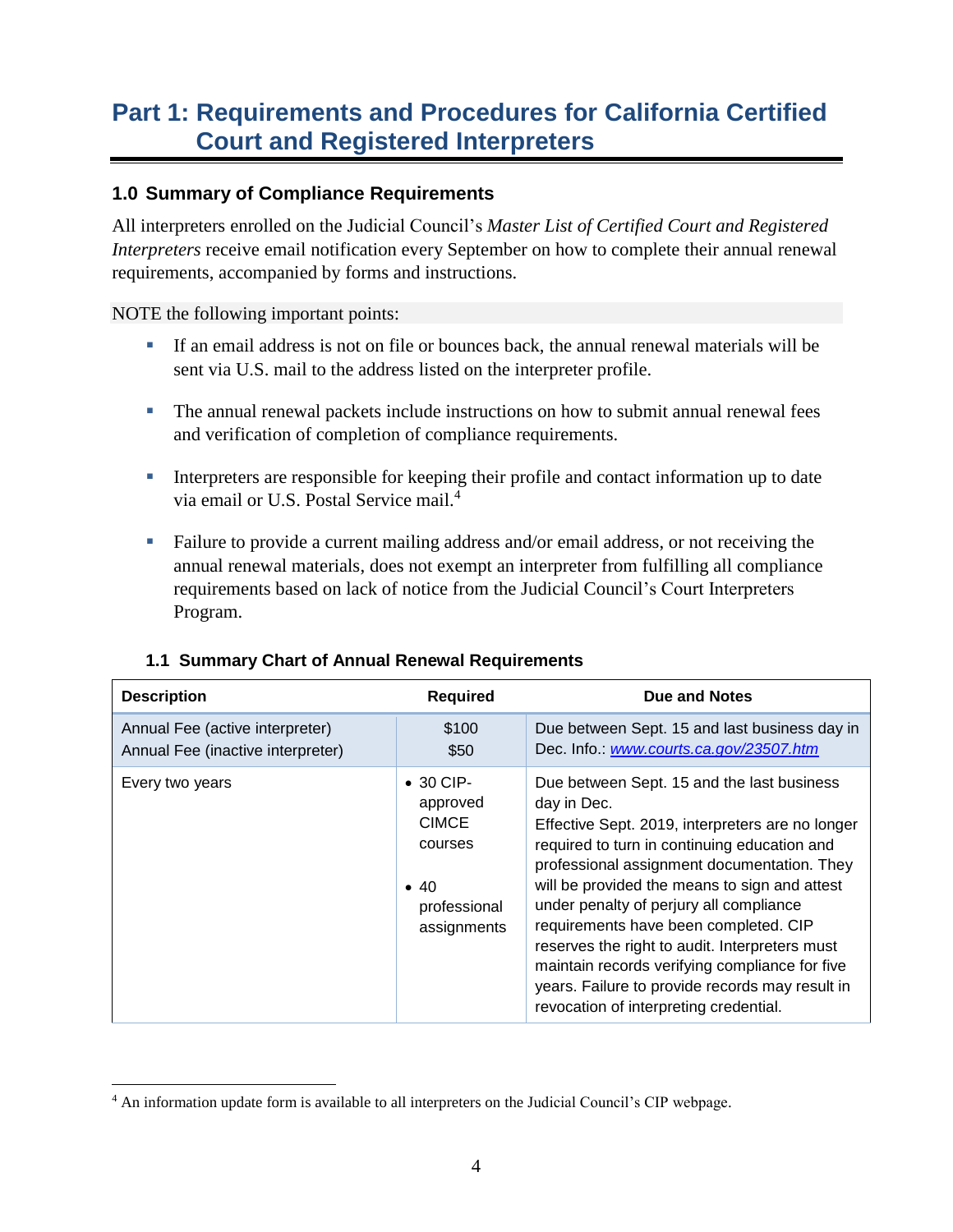# Part 1: Requirements and Procedures for California Certified Court and Registered Interpreters

## 1.0 Summary of Compliance Requirements

All interpreters enrolled on the Judicial Council's *Master List of Certified Court and Registered Interpreters* receive email notification every September on how to complete their annual renewal requirements, accompanied by forms and instructions.

NOTE the following important points:

- If an email address is not on file or bounces back, the annual renewal materials will be sent via U.S. mail to the address listed on the interpreter profile.
- The annual renewal packets include instructions on how to submit annual renewal fees and verification of completion of compliance requirements.
- Interpreters are responsible for keeping their profile and contact information up to date via email or U.S. Postal Service mail.[4]
- Failure to provide a current mailing address and/or email address, or not receiving the annual renewal materials, does not exempt an interpreter from fulfilling all compliance requirements based on lack of notice from the Judicial Council's Court Interpreters Program.

### 1.1 Summary Chart of Annual Renewal Requirements

| Description | Required | Due and Notes |
|---|---|---|
| Annual Fee (active interpreter)<br>Annual Fee (inactive interpreter) | $100<br>$50 | Due between Sept. 15 and last business day in Dec. Info.: [www.courts.ca.gov/23507.htm](http://www.courts.ca.gov/23507.htm) |
| Every two years | • 30 CIP-approved CIMCE courses<br>• 40 professional assignments | Due between Sept. 15 and the last business day in Dec.<br>Effective Sept. 2019, interpreters are no longer required to turn in continuing education and professional assignment documentation. They will be provided the means to sign and attest under penalty of perjury all compliance requirements have been completed. CIP reserves the right to audit. Interpreters must maintain records verifying compliance for five years. Failure to provide records may result in revocation of interpreting credential. |

[4] An information update form is available to all interpreters on the Judicial Council's CIP webpage.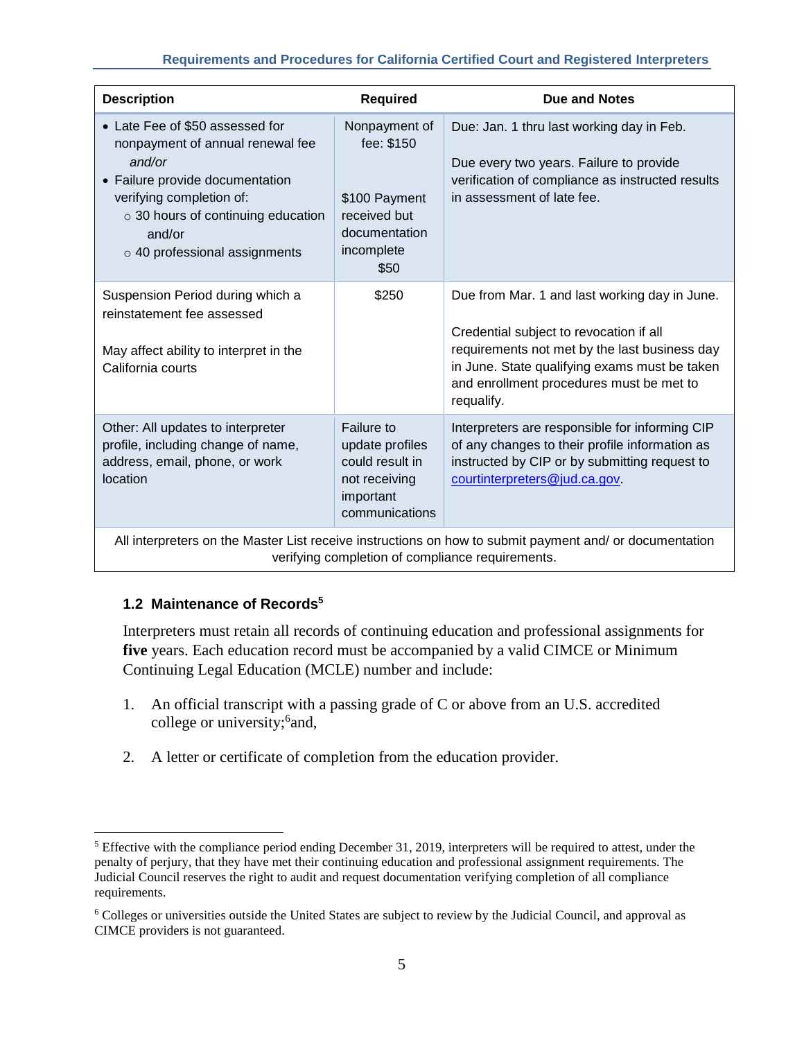| Description | Required | Due and Notes |
|---|---|---|
| • Late Fee of $50 assessed for nonpayment of annual renewal fee *and/or* • Failure provide documentation verifying completion of: ○ 30 hours of continuing education and/or ○ 40 professional assignments | Nonpayment of fee: $150<br><br>$100 Payment received but documentation incomplete $50 | Due: Jan. 1 thru last working day in Feb.<br><br>Due every two years. Failure to provide verification of compliance as instructed results in assessment of late fee. |
| Suspension Period during which a reinstatement fee assessed<br><br>May affect ability to interpret in the California courts | $250 | Due from Mar. 1 and last working day in June.<br><br>Credential subject to revocation if all requirements not met by the last business day in June. State qualifying exams must be taken and enrollment procedures must be met to requalify. |
| Other: All updates to interpreter profile, including change of name, address, email, phone, or work location | Failure to update profiles could result in not receiving important communications | Interpreters are responsible for informing CIP of any changes to their profile information as instructed by CIP or by submitting request to courtinterpreters@jud.ca.gov. |
| All interpreters on the Master List receive instructions on how to submit payment and/ or documentation verifying completion of compliance requirements. | | |

### 1.2 Maintenance of Records[5]

Interpreters must retain all records of continuing education and professional assignments for **five** years. Each education record must be accompanied by a valid CIMCE or Minimum Continuing Legal Education (MCLE) number and include:

1. An official transcript with a passing grade of C or above from an U.S. accredited college or university;[6]and,

2. A letter or certificate of completion from the education provider.

---

[5] Effective with the compliance period ending December 31, 2019, interpreters will be required to attest, under the penalty of perjury, that they have met their continuing education and professional assignment requirements. The Judicial Council reserves the right to audit and request documentation verifying completion of all compliance requirements.

[6] Colleges or universities outside the United States are subject to review by the Judicial Council, and approval as CIMCE providers is not guaranteed.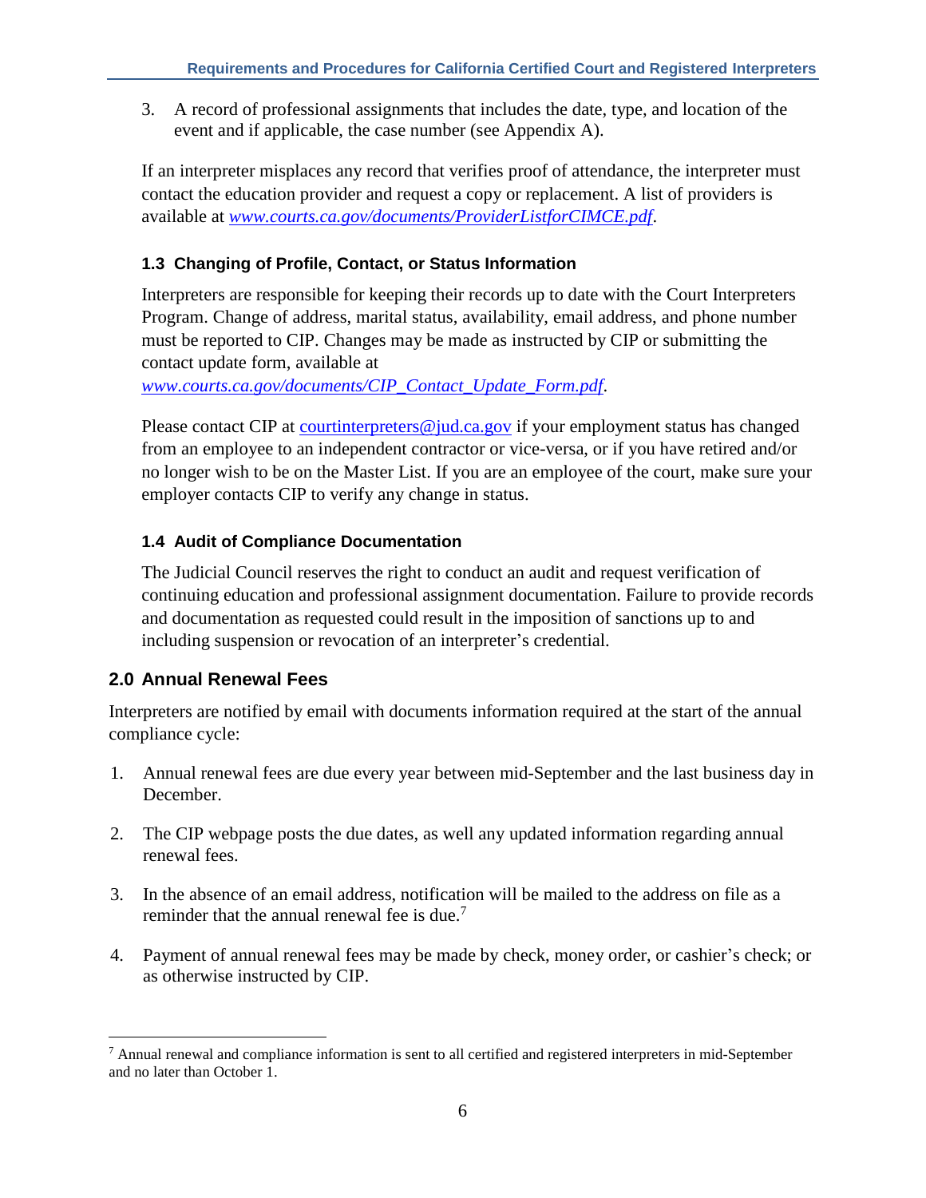3. A record of professional assignments that includes the date, type, and location of the event and if applicable, the case number (see Appendix A).

If an interpreter misplaces any record that verifies proof of attendance, the interpreter must contact the education provider and request a copy or replacement. A list of providers is available at *www.courts.ca.gov/documents/ProviderListforCIMCE.pdf*.

### 1.3 Changing of Profile, Contact, or Status Information

Interpreters are responsible for keeping their records up to date with the Court Interpreters Program. Change of address, marital status, availability, email address, and phone number must be reported to CIP. Changes may be made as instructed by CIP or submitting the contact update form, available at *www.courts.ca.gov/documents/CIP_Contact_Update_Form.pdf*.

Please contact CIP at courtinterpreters@jud.ca.gov if your employment status has changed from an employee to an independent contractor or vice-versa, or if you have retired and/or no longer wish to be on the Master List. If you are an employee of the court, make sure your employer contacts CIP to verify any change in status.

### 1.4 Audit of Compliance Documentation

The Judicial Council reserves the right to conduct an audit and request verification of continuing education and professional assignment documentation. Failure to provide records and documentation as requested could result in the imposition of sanctions up to and including suspension or revocation of an interpreter's credential.

## 2.0 Annual Renewal Fees

Interpreters are notified by email with documents information required at the start of the annual compliance cycle:

1. Annual renewal fees are due every year between mid-September and the last business day in December.

2. The CIP webpage posts the due dates, as well any updated information regarding annual renewal fees.

3. In the absence of an email address, notification will be mailed to the address on file as a reminder that the annual renewal fee is due.[7]

4. Payment of annual renewal fees may be made by check, money order, or cashier's check; or as otherwise instructed by CIP.

[7] Annual renewal and compliance information is sent to all certified and registered interpreters in mid-September and no later than October 1.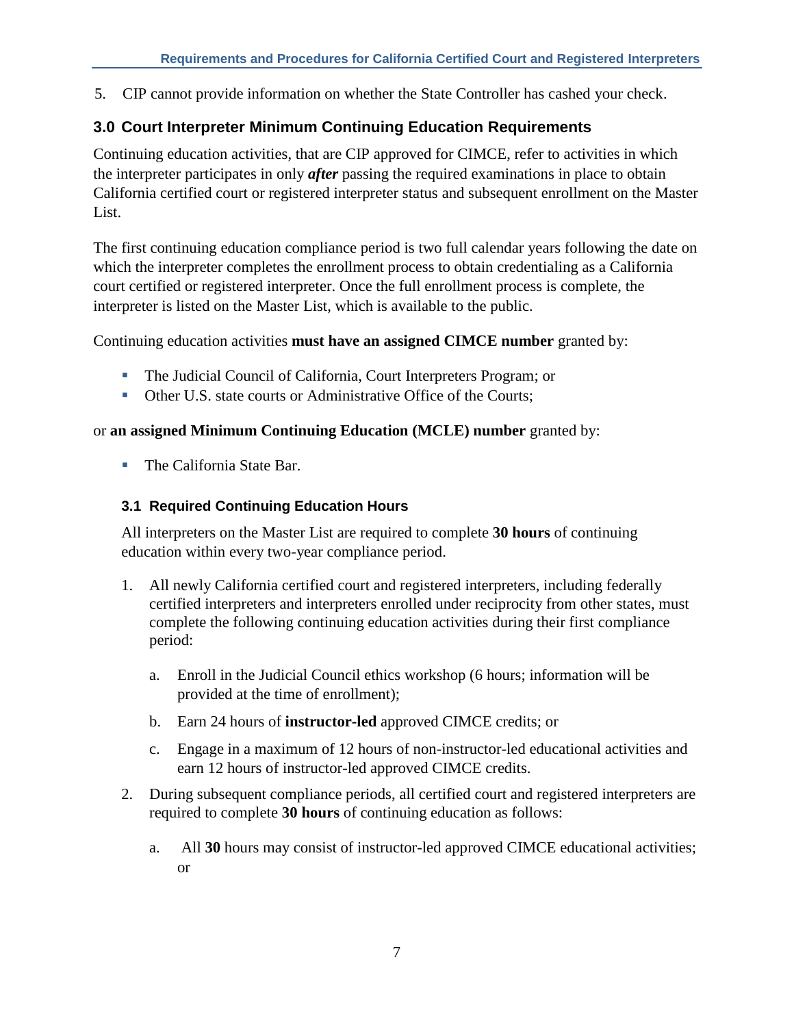5. CIP cannot provide information on whether the State Controller has cashed your check.

## 3.0 Court Interpreter Minimum Continuing Education Requirements

Continuing education activities, that are CIP approved for CIMCE, refer to activities in which the interpreter participates in only ***after*** passing the required examinations in place to obtain California certified court or registered interpreter status and subsequent enrollment on the Master List.

The first continuing education compliance period is two full calendar years following the date on which the interpreter completes the enrollment process to obtain credentialing as a California court certified or registered interpreter. Once the full enrollment process is complete, the interpreter is listed on the Master List, which is available to the public.

Continuing education activities **must have an assigned CIMCE number** granted by:

- The Judicial Council of California, Court Interpreters Program; or
- Other U.S. state courts or Administrative Office of the Courts;

or **an assigned Minimum Continuing Education (MCLE) number** granted by:

- The California State Bar.

### 3.1 Required Continuing Education Hours

All interpreters on the Master List are required to complete **30 hours** of continuing education within every two-year compliance period.

1. All newly California certified court and registered interpreters, including federally certified interpreters and interpreters enrolled under reciprocity from other states, must complete the following continuing education activities during their first compliance period:

   a. Enroll in the Judicial Council ethics workshop (6 hours; information will be provided at the time of enrollment);

   b. Earn 24 hours of **instructor-led** approved CIMCE credits; or

   c. Engage in a maximum of 12 hours of non-instructor-led educational activities and earn 12 hours of instructor-led approved CIMCE credits.

2. During subsequent compliance periods, all certified court and registered interpreters are required to complete **30 hours** of continuing education as follows:

   a. All **30** hours may consist of instructor-led approved CIMCE educational activities; or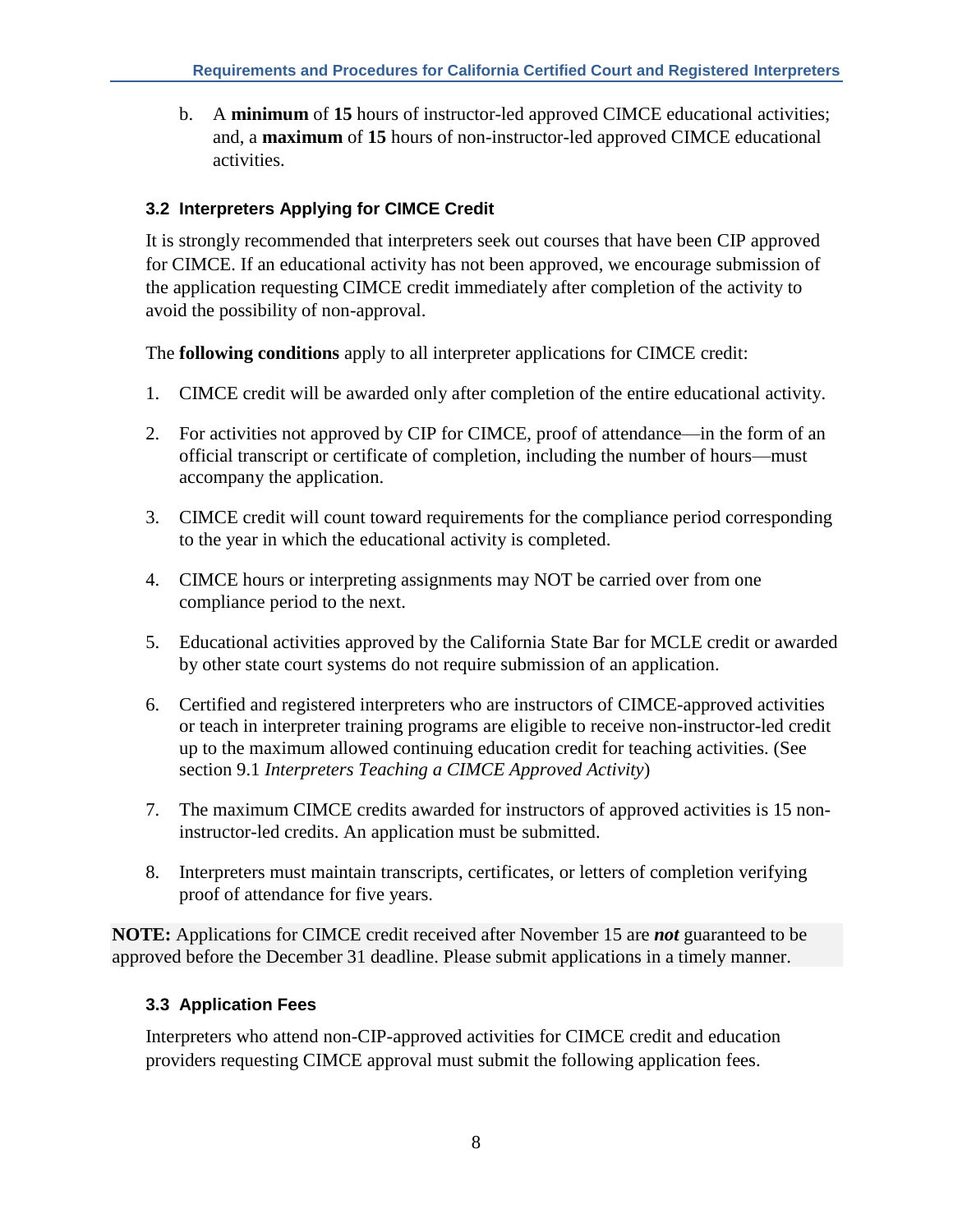b. A **minimum** of **15** hours of instructor-led approved CIMCE educational activities; and, a **maximum** of **15** hours of non-instructor-led approved CIMCE educational activities.

### 3.2 Interpreters Applying for CIMCE Credit

It is strongly recommended that interpreters seek out courses that have been CIP approved for CIMCE. If an educational activity has not been approved, we encourage submission of the application requesting CIMCE credit immediately after completion of the activity to avoid the possibility of non-approval.

The **following conditions** apply to all interpreter applications for CIMCE credit:

1. CIMCE credit will be awarded only after completion of the entire educational activity.
2. For activities not approved by CIP for CIMCE, proof of attendance—in the form of an official transcript or certificate of completion, including the number of hours—must accompany the application.
3. CIMCE credit will count toward requirements for the compliance period corresponding to the year in which the educational activity is completed.
4. CIMCE hours or interpreting assignments may NOT be carried over from one compliance period to the next.
5. Educational activities approved by the California State Bar for MCLE credit or awarded by other state court systems do not require submission of an application.
6. Certified and registered interpreters who are instructors of CIMCE-approved activities or teach in interpreter training programs are eligible to receive non-instructor-led credit up to the maximum allowed continuing education credit for teaching activities. (See section 9.1 *Interpreters Teaching a CIMCE Approved Activity*)
7. The maximum CIMCE credits awarded for instructors of approved activities is 15 non-instructor-led credits. An application must be submitted.
8. Interpreters must maintain transcripts, certificates, or letters of completion verifying proof of attendance for five years.

**NOTE:** Applications for CIMCE credit received after November 15 are ***not*** guaranteed to be approved before the December 31 deadline. Please submit applications in a timely manner.

### 3.3 Application Fees

Interpreters who attend non-CIP-approved activities for CIMCE credit and education providers requesting CIMCE approval must submit the following application fees.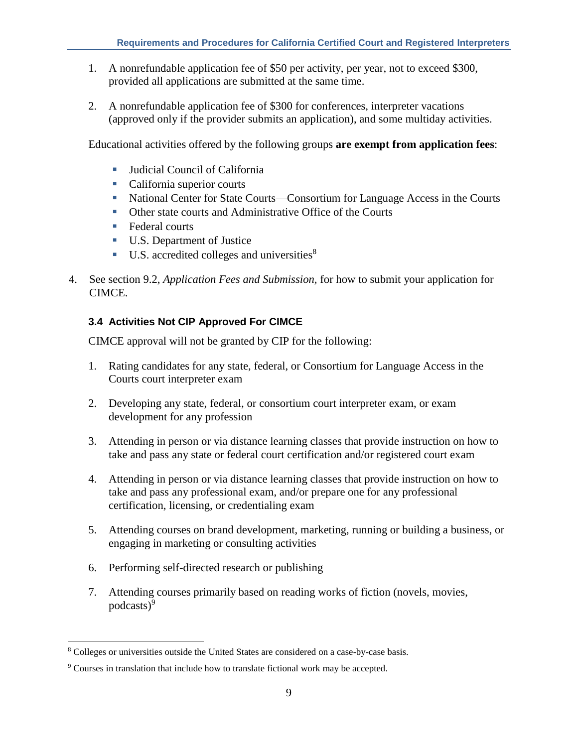1. A nonrefundable application fee of $50 per activity, per year, not to exceed $300, provided all applications are submitted at the same time.

2. A nonrefundable application fee of $300 for conferences, interpreter vacations (approved only if the provider submits an application), and some multiday activities.

Educational activities offered by the following groups **are exempt from application fees**:

- Judicial Council of California
- California superior courts
- National Center for State Courts—Consortium for Language Access in the Courts
- Other state courts and Administrative Office of the Courts
- Federal courts
- U.S. Department of Justice
- U.S. accredited colleges and universities[8]

4. See section 9.2, *Application Fees and Submission*, for how to submit your application for CIMCE.

### 3.4 Activities Not CIP Approved For CIMCE

CIMCE approval will not be granted by CIP for the following:

1. Rating candidates for any state, federal, or Consortium for Language Access in the Courts court interpreter exam

2. Developing any state, federal, or consortium court interpreter exam, or exam development for any profession

3. Attending in person or via distance learning classes that provide instruction on how to take and pass any state or federal court certification and/or registered court exam

4. Attending in person or via distance learning classes that provide instruction on how to take and pass any professional exam, and/or prepare one for any professional certification, licensing, or credentialing exam

5. Attending courses on brand development, marketing, running or building a business, or engaging in marketing or consulting activities

6. Performing self-directed research or publishing

7. Attending courses primarily based on reading works of fiction (novels, movies, podcasts)[9]

---

[8] Colleges or universities outside the United States are considered on a case-by-case basis.

[9] Courses in translation that include how to translate fictional work may be accepted.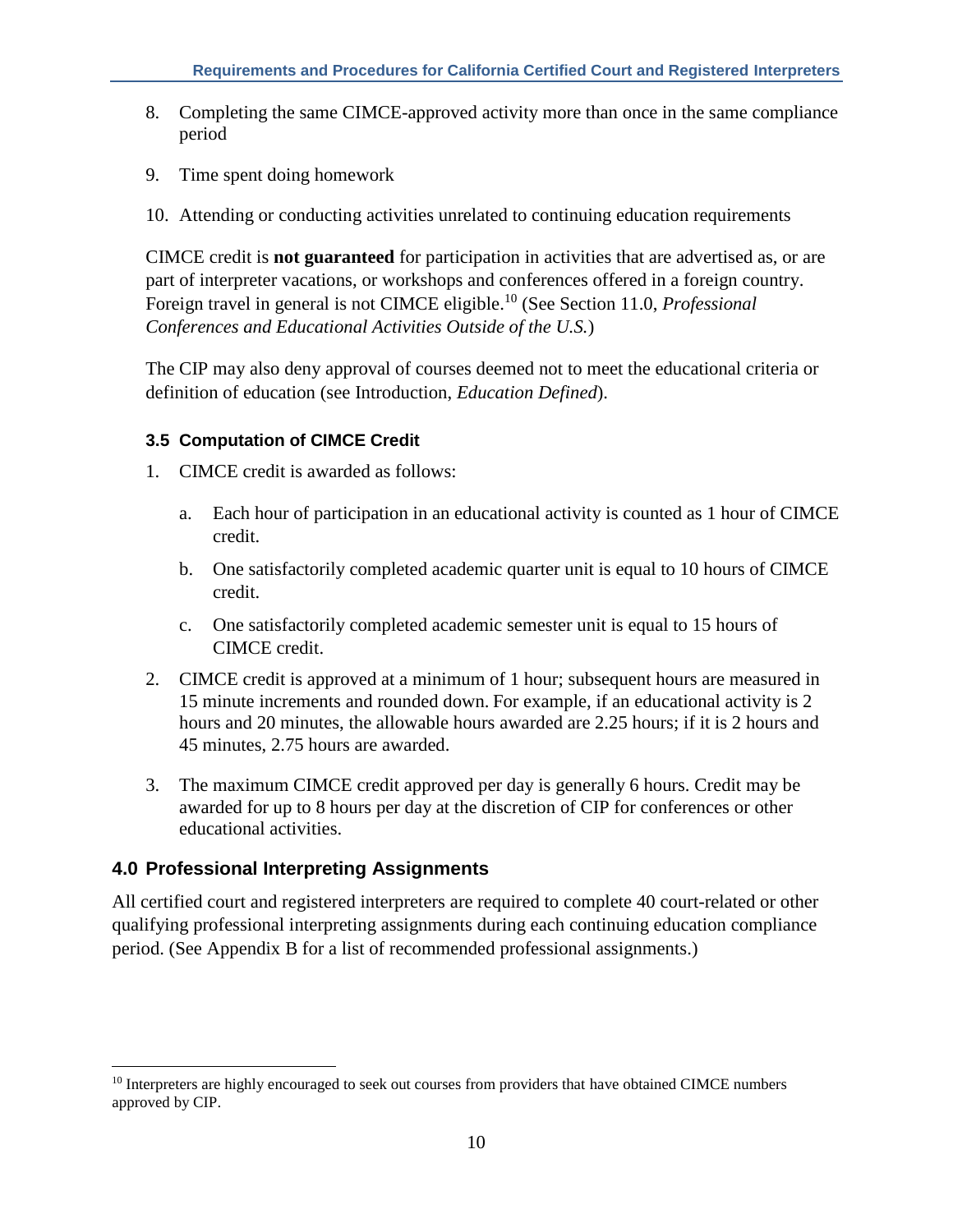8. Completing the same CIMCE-approved activity more than once in the same compliance period

9. Time spent doing homework

10. Attending or conducting activities unrelated to continuing education requirements

CIMCE credit is **not guaranteed** for participation in activities that are advertised as, or are part of interpreter vacations, or workshops and conferences offered in a foreign country. Foreign travel in general is not CIMCE eligible.[10] (See Section 11.0, *Professional Conferences and Educational Activities Outside of the U.S.*)

The CIP may also deny approval of courses deemed not to meet the educational criteria or definition of education (see Introduction, *Education Defined*).

### 3.5 Computation of CIMCE Credit

1. CIMCE credit is awarded as follows:

    a. Each hour of participation in an educational activity is counted as 1 hour of CIMCE credit.

    b. One satisfactorily completed academic quarter unit is equal to 10 hours of CIMCE credit.

    c. One satisfactorily completed academic semester unit is equal to 15 hours of CIMCE credit.

2. CIMCE credit is approved at a minimum of 1 hour; subsequent hours are measured in 15 minute increments and rounded down. For example, if an educational activity is 2 hours and 20 minutes, the allowable hours awarded are 2.25 hours; if it is 2 hours and 45 minutes, 2.75 hours are awarded.

3. The maximum CIMCE credit approved per day is generally 6 hours. Credit may be awarded for up to 8 hours per day at the discretion of CIP for conferences or other educational activities.

## 4.0 Professional Interpreting Assignments

All certified court and registered interpreters are required to complete 40 court-related or other qualifying professional interpreting assignments during each continuing education compliance period. (See Appendix B for a list of recommended professional assignments.)

[10] Interpreters are highly encouraged to seek out courses from providers that have obtained CIMCE numbers approved by CIP.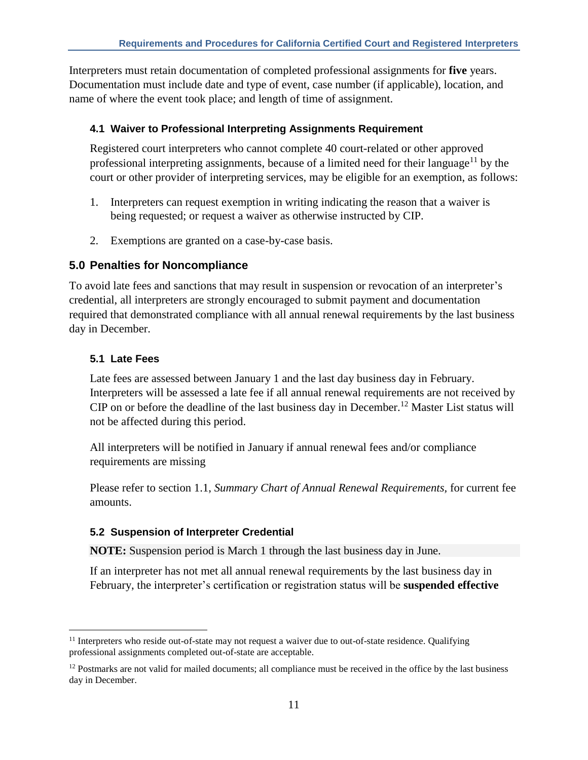Interpreters must retain documentation of completed professional assignments for **five** years. Documentation must include date and type of event, case number (if applicable), location, and name of where the event took place; and length of time of assignment.

### 4.1 Waiver to Professional Interpreting Assignments Requirement

Registered court interpreters who cannot complete 40 court-related or other approved professional interpreting assignments, because of a limited need for their language[11] by the court or other provider of interpreting services, may be eligible for an exemption, as follows:

1. Interpreters can request exemption in writing indicating the reason that a waiver is being requested; or request a waiver as otherwise instructed by CIP.
2. Exemptions are granted on a case-by-case basis.

## 5.0 Penalties for Noncompliance

To avoid late fees and sanctions that may result in suspension or revocation of an interpreter's credential, all interpreters are strongly encouraged to submit payment and documentation required that demonstrated compliance with all annual renewal requirements by the last business day in December.

### 5.1 Late Fees

Late fees are assessed between January 1 and the last day business day in February. Interpreters will be assessed a late fee if all annual renewal requirements are not received by CIP on or before the deadline of the last business day in December.[12] Master List status will not be affected during this period.

All interpreters will be notified in January if annual renewal fees and/or compliance requirements are missing

Please refer to section 1.1, *Summary Chart of Annual Renewal Requirements*, for current fee amounts.

### 5.2 Suspension of Interpreter Credential

**NOTE:** Suspension period is March 1 through the last business day in June.

If an interpreter has not met all annual renewal requirements by the last business day in February, the interpreter's certification or registration status will be **suspended effective**

---

[11] Interpreters who reside out-of-state may not request a waiver due to out-of-state residence. Qualifying professional assignments completed out-of-state are acceptable.

[12] Postmarks are not valid for mailed documents; all compliance must be received in the office by the last business day in December.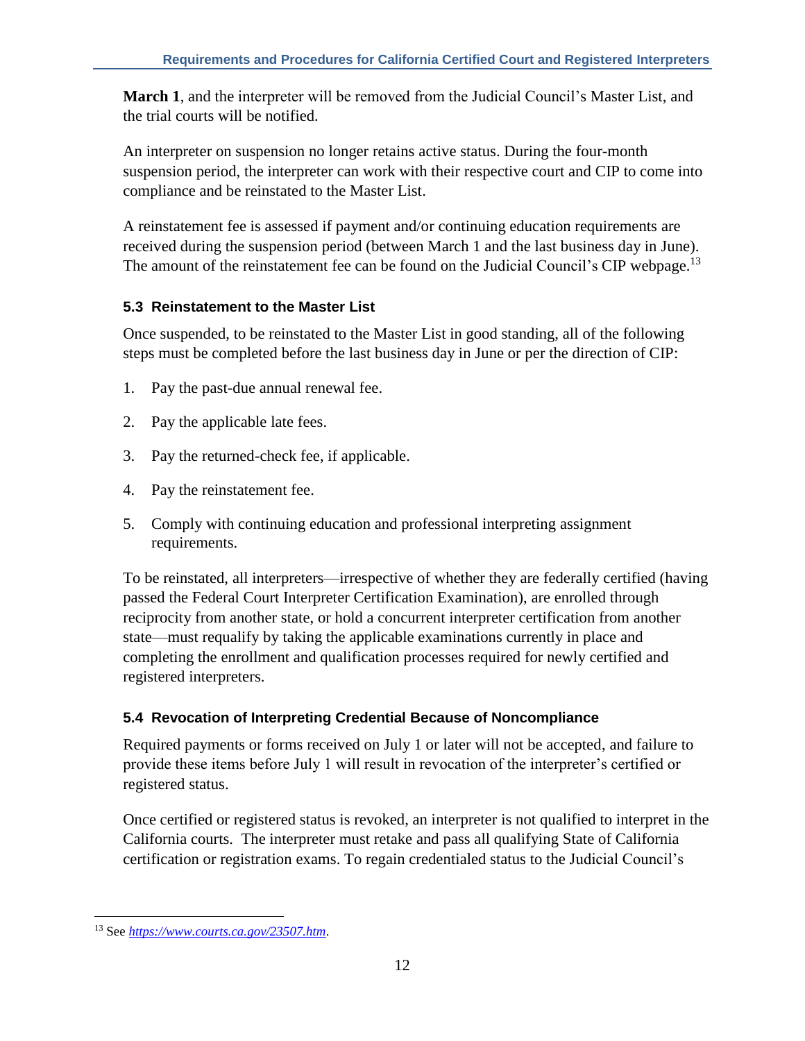**March 1**, and the interpreter will be removed from the Judicial Council's Master List, and the trial courts will be notified.

An interpreter on suspension no longer retains active status. During the four-month suspension period, the interpreter can work with their respective court and CIP to come into compliance and be reinstated to the Master List.

A reinstatement fee is assessed if payment and/or continuing education requirements are received during the suspension period (between March 1 and the last business day in June). The amount of the reinstatement fee can be found on the Judicial Council's CIP webpage.[13]

### 5.3 Reinstatement to the Master List

Once suspended, to be reinstated to the Master List in good standing, all of the following steps must be completed before the last business day in June or per the direction of CIP:

1. Pay the past-due annual renewal fee.
2. Pay the applicable late fees.
3. Pay the returned-check fee, if applicable.
4. Pay the reinstatement fee.
5. Comply with continuing education and professional interpreting assignment requirements.

To be reinstated, all interpreters—irrespective of whether they are federally certified (having passed the Federal Court Interpreter Certification Examination), are enrolled through reciprocity from another state, or hold a concurrent interpreter certification from another state—must requalify by taking the applicable examinations currently in place and completing the enrollment and qualification processes required for newly certified and registered interpreters.

### 5.4 Revocation of Interpreting Credential Because of Noncompliance

Required payments or forms received on July 1 or later will not be accepted, and failure to provide these items before July 1 will result in revocation of the interpreter's certified or registered status.

Once certified or registered status is revoked, an interpreter is not qualified to interpret in the California courts. The interpreter must retake and pass all qualifying State of California certification or registration exams. To regain credentialed status to the Judicial Council's

[13] See *https://www.courts.ca.gov/23507.htm*.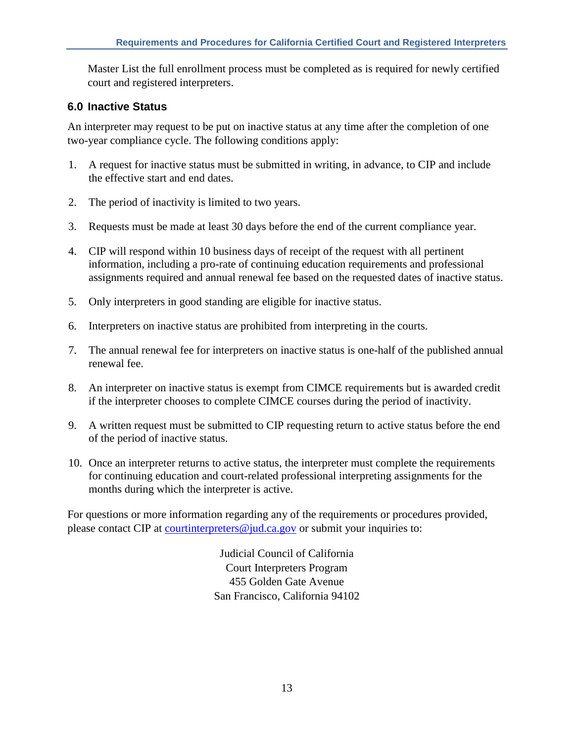Master List the full enrollment process must be completed as is required for newly certified court and registered interpreters.

## 6.0 Inactive Status

An interpreter may request to be put on inactive status at any time after the completion of one two-year compliance cycle. The following conditions apply:

1. A request for inactive status must be submitted in writing, in advance, to CIP and include the effective start and end dates.

2. The period of inactivity is limited to two years.

3. Requests must be made at least 30 days before the end of the current compliance year.

4. CIP will respond within 10 business days of receipt of the request with all pertinent information, including a pro-rate of continuing education requirements and professional assignments required and annual renewal fee based on the requested dates of inactive status.

5. Only interpreters in good standing are eligible for inactive status.

6. Interpreters on inactive status are prohibited from interpreting in the courts.

7. The annual renewal fee for interpreters on inactive status is one-half of the published annual renewal fee.

8. An interpreter on inactive status is exempt from CIMCE requirements but is awarded credit if the interpreter chooses to complete CIMCE courses during the period of inactivity.

9. A written request must be submitted to CIP requesting return to active status before the end of the period of inactive status.

10. Once an interpreter returns to active status, the interpreter must complete the requirements for continuing education and court-related professional interpreting assignments for the months during which the interpreter is active.

For questions or more information regarding any of the requirements or procedures provided, please contact CIP at courtinterpreters@jud.ca.gov or submit your inquiries to:

Judicial Council of California
Court Interpreters Program
455 Golden Gate Avenue
San Francisco, California 94102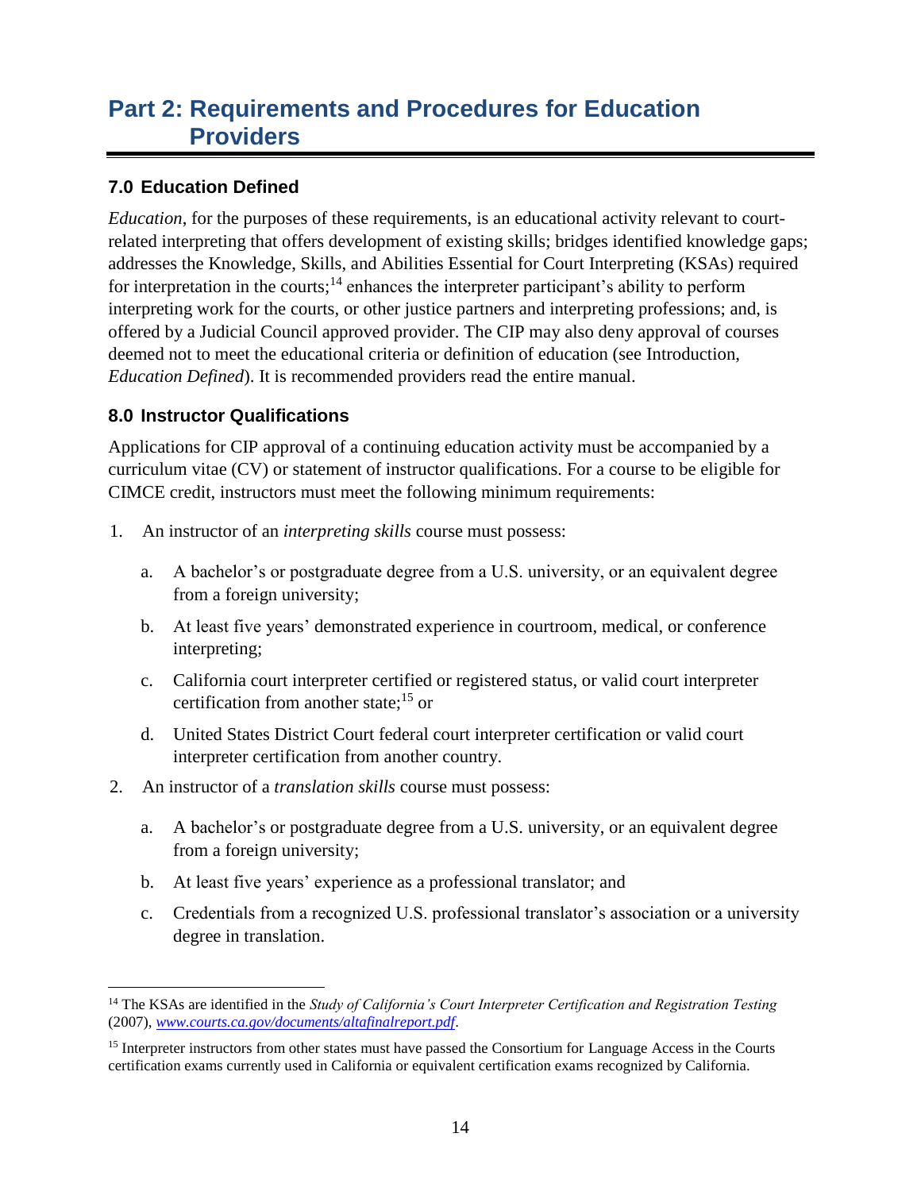# Part 2: Requirements and Procedures for Education Providers

## 7.0 Education Defined

*Education*, for the purposes of these requirements, is an educational activity relevant to court-related interpreting that offers development of existing skills; bridges identified knowledge gaps; addresses the Knowledge, Skills, and Abilities Essential for Court Interpreting (KSAs) required for interpretation in the courts;[14] enhances the interpreter participant's ability to perform interpreting work for the courts, or other justice partners and interpreting professions; and, is offered by a Judicial Council approved provider. The CIP may also deny approval of courses deemed not to meet the educational criteria or definition of education (see Introduction, *Education Defined*). It is recommended providers read the entire manual.

## 8.0 Instructor Qualifications

Applications for CIP approval of a continuing education activity must be accompanied by a curriculum vitae (CV) or statement of instructor qualifications. For a course to be eligible for CIMCE credit, instructors must meet the following minimum requirements:

1. An instructor of an *interpreting skills* course must possess:
   a. A bachelor's or postgraduate degree from a U.S. university, or an equivalent degree from a foreign university;
   b. At least five years' demonstrated experience in courtroom, medical, or conference interpreting;
   c. California court interpreter certified or registered status, or valid court interpreter certification from another state;[15] or
   d. United States District Court federal court interpreter certification or valid court interpreter certification from another country.
2. An instructor of a *translation skills* course must possess:
   a. A bachelor's or postgraduate degree from a U.S. university, or an equivalent degree from a foreign university;
   b. At least five years' experience as a professional translator; and
   c. Credentials from a recognized U.S. professional translator's association or a university degree in translation.

---

[14] The KSAs are identified in the *Study of California's Court Interpreter Certification and Registration Testing* (2007), *www.courts.ca.gov/documents/altafinalreport.pdf*.

[15] Interpreter instructors from other states must have passed the Consortium for Language Access in the Courts certification exams currently used in California or equivalent certification exams recognized by California.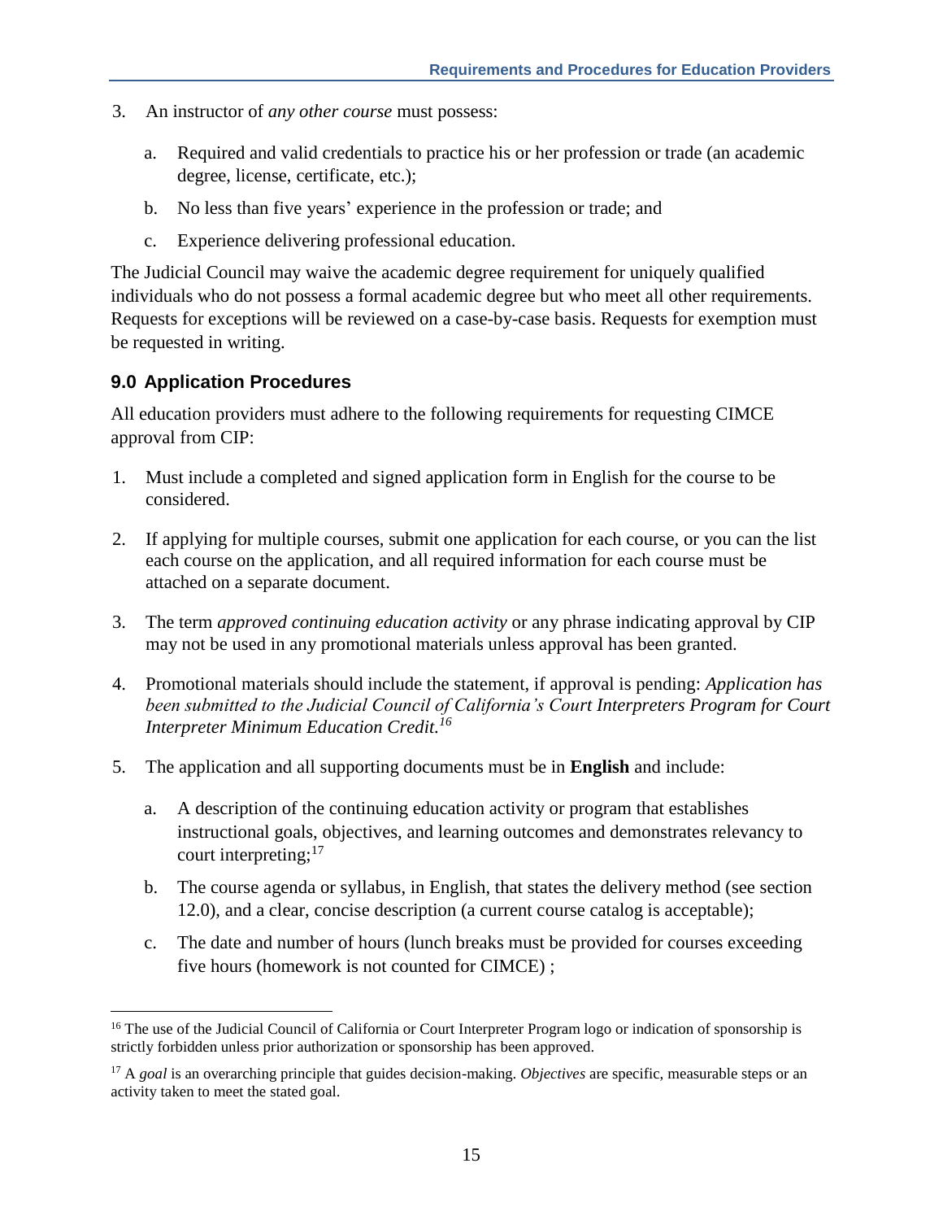3. An instructor of *any other course* must possess:

   a. Required and valid credentials to practice his or her profession or trade (an academic degree, license, certificate, etc.);

   b. No less than five years' experience in the profession or trade; and

   c. Experience delivering professional education.

The Judicial Council may waive the academic degree requirement for uniquely qualified individuals who do not possess a formal academic degree but who meet all other requirements. Requests for exceptions will be reviewed on a case-by-case basis. Requests for exemption must be requested in writing.

### 9.0 Application Procedures

All education providers must adhere to the following requirements for requesting CIMCE approval from CIP:

1. Must include a completed and signed application form in English for the course to be considered.

2. If applying for multiple courses, submit one application for each course, or you can the list each course on the application, and all required information for each course must be attached on a separate document.

3. The term *approved continuing education activity* or any phrase indicating approval by CIP may not be used in any promotional materials unless approval has been granted.

4. Promotional materials should include the statement, if approval is pending: *Application has been submitted to the Judicial Council of California's Court Interpreters Program for Court Interpreter Minimum Education Credit.*[16]

5. The application and all supporting documents must be in **English** and include:

   a. A description of the continuing education activity or program that establishes instructional goals, objectives, and learning outcomes and demonstrates relevancy to court interpreting;[17]

   b. The course agenda or syllabus, in English, that states the delivery method (see section 12.0), and a clear, concise description (a current course catalog is acceptable);

   c. The date and number of hours (lunch breaks must be provided for courses exceeding five hours (homework is not counted for CIMCE) ;

---

[16] The use of the Judicial Council of California or Court Interpreter Program logo or indication of sponsorship is strictly forbidden unless prior authorization or sponsorship has been approved.

[17] A *goal* is an overarching principle that guides decision-making. *Objectives* are specific, measurable steps or an activity taken to meet the stated goal.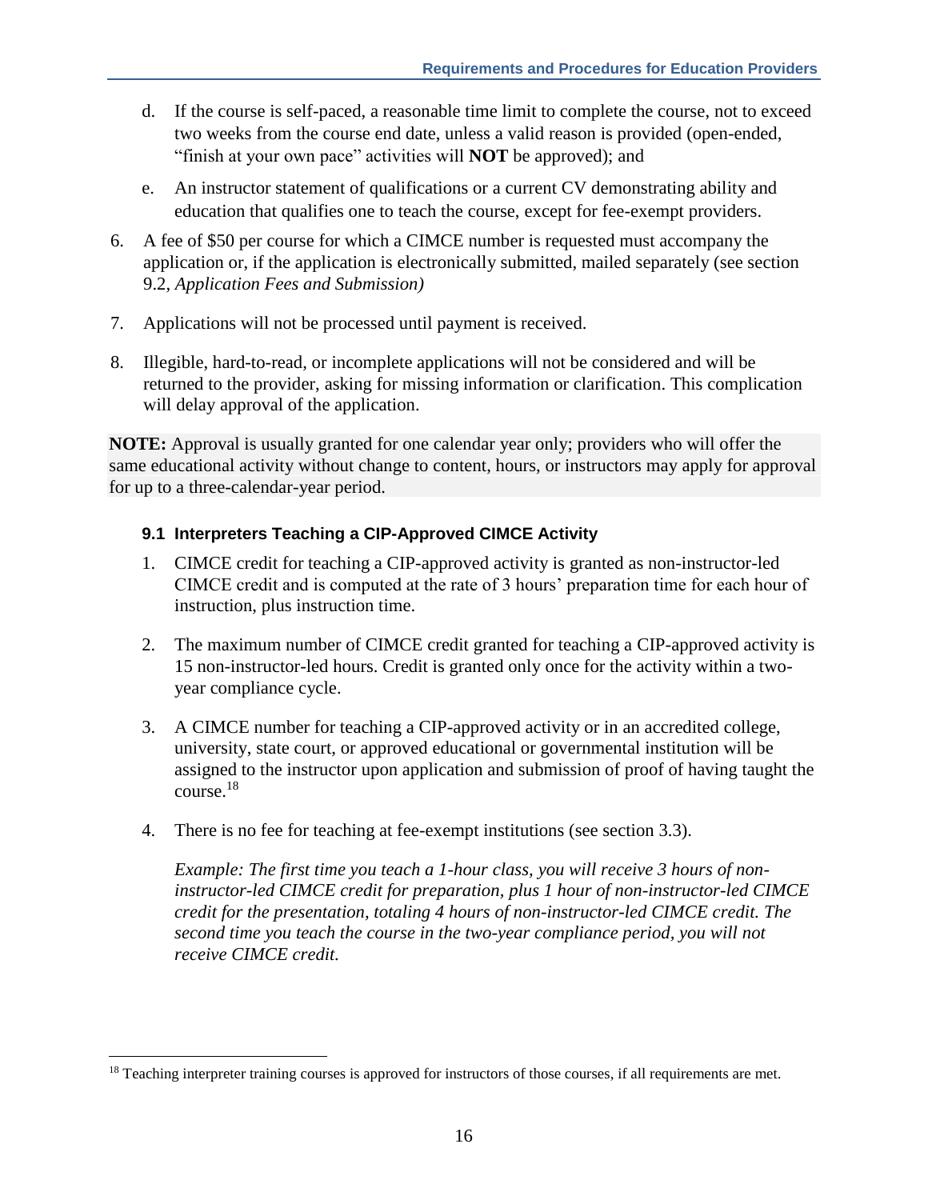d. If the course is self-paced, a reasonable time limit to complete the course, not to exceed two weeks from the course end date, unless a valid reason is provided (open-ended, "finish at your own pace" activities will **NOT** be approved); and

e. An instructor statement of qualifications or a current CV demonstrating ability and education that qualifies one to teach the course, except for fee-exempt providers.

6. A fee of $50 per course for which a CIMCE number is requested must accompany the application or, if the application is electronically submitted, mailed separately (see section 9.2, *Application Fees and Submission)*

7. Applications will not be processed until payment is received.

8. Illegible, hard-to-read, or incomplete applications will not be considered and will be returned to the provider, asking for missing information or clarification. This complication will delay approval of the application.

**NOTE:** Approval is usually granted for one calendar year only; providers who will offer the same educational activity without change to content, hours, or instructors may apply for approval for up to a three-calendar-year period.

### 9.1 Interpreters Teaching a CIP-Approved CIMCE Activity

1. CIMCE credit for teaching a CIP-approved activity is granted as non-instructor-led CIMCE credit and is computed at the rate of 3 hours' preparation time for each hour of instruction, plus instruction time.

2. The maximum number of CIMCE credit granted for teaching a CIP-approved activity is 15 non-instructor-led hours. Credit is granted only once for the activity within a two-year compliance cycle.

3. A CIMCE number for teaching a CIP-approved activity or in an accredited college, university, state court, or approved educational or governmental institution will be assigned to the instructor upon application and submission of proof of having taught the course.[18]

4. There is no fee for teaching at fee-exempt institutions (see section 3.3).

   *Example: The first time you teach a 1-hour class, you will receive 3 hours of non-instructor-led CIMCE credit for preparation, plus 1 hour of non-instructor-led CIMCE credit for the presentation, totaling 4 hours of non-instructor-led CIMCE credit. The second time you teach the course in the two-year compliance period, you will not receive CIMCE credit.*

[18] Teaching interpreter training courses is approved for instructors of those courses, if all requirements are met.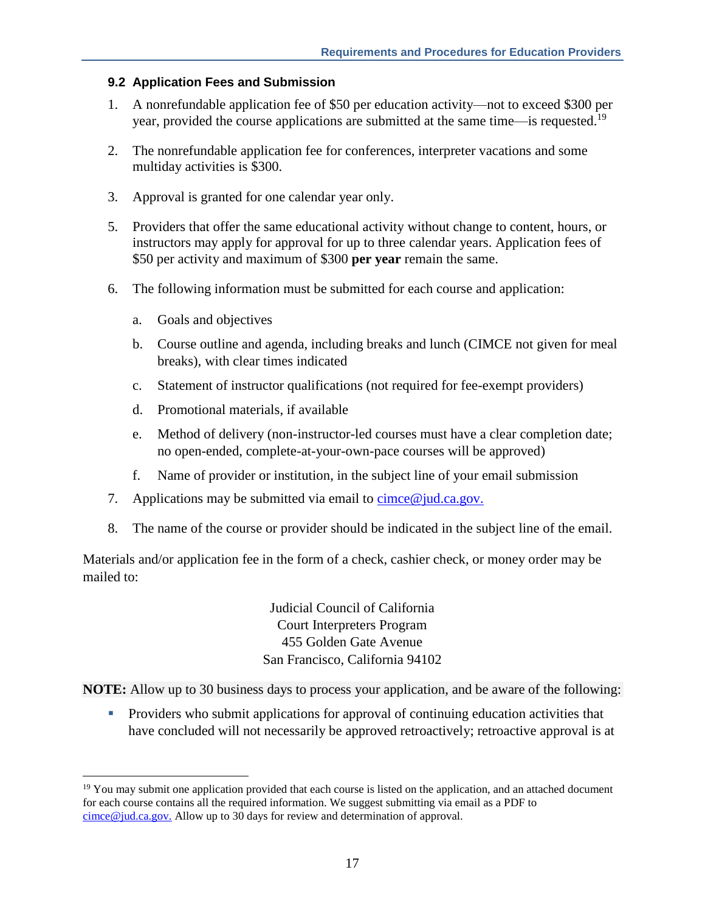### 9.2 Application Fees and Submission

1. A nonrefundable application fee of $50 per education activity—not to exceed $300 per year, provided the course applications are submitted at the same time—is requested.[19]

2. The nonrefundable application fee for conferences, interpreter vacations and some multiday activities is $300.

3. Approval is granted for one calendar year only.

5. Providers that offer the same educational activity without change to content, hours, or instructors may apply for approval for up to three calendar years. Application fees of $50 per activity and maximum of $300 **per year** remain the same.

6. The following information must be submitted for each course and application:

   a. Goals and objectives

   b. Course outline and agenda, including breaks and lunch (CIMCE not given for meal breaks), with clear times indicated

   c. Statement of instructor qualifications (not required for fee-exempt providers)

   d. Promotional materials, if available

   e. Method of delivery (non-instructor-led courses must have a clear completion date; no open-ended, complete-at-your-own-pace courses will be approved)

   f. Name of provider or institution, in the subject line of your email submission

7. Applications may be submitted via email to cimce@jud.ca.gov.

8. The name of the course or provider should be indicated in the subject line of the email.

Materials and/or application fee in the form of a check, cashier check, or money order may be mailed to:

Judicial Council of California
Court Interpreters Program
455 Golden Gate Avenue
San Francisco, California 94102

**NOTE:** Allow up to 30 business days to process your application, and be aware of the following:

- Providers who submit applications for approval of continuing education activities that have concluded will not necessarily be approved retroactively; retroactive approval is at

---

[19] You may submit one application provided that each course is listed on the application, and an attached document for each course contains all the required information. We suggest submitting via email as a PDF to cimce@jud.ca.gov. Allow up to 30 days for review and determination of approval.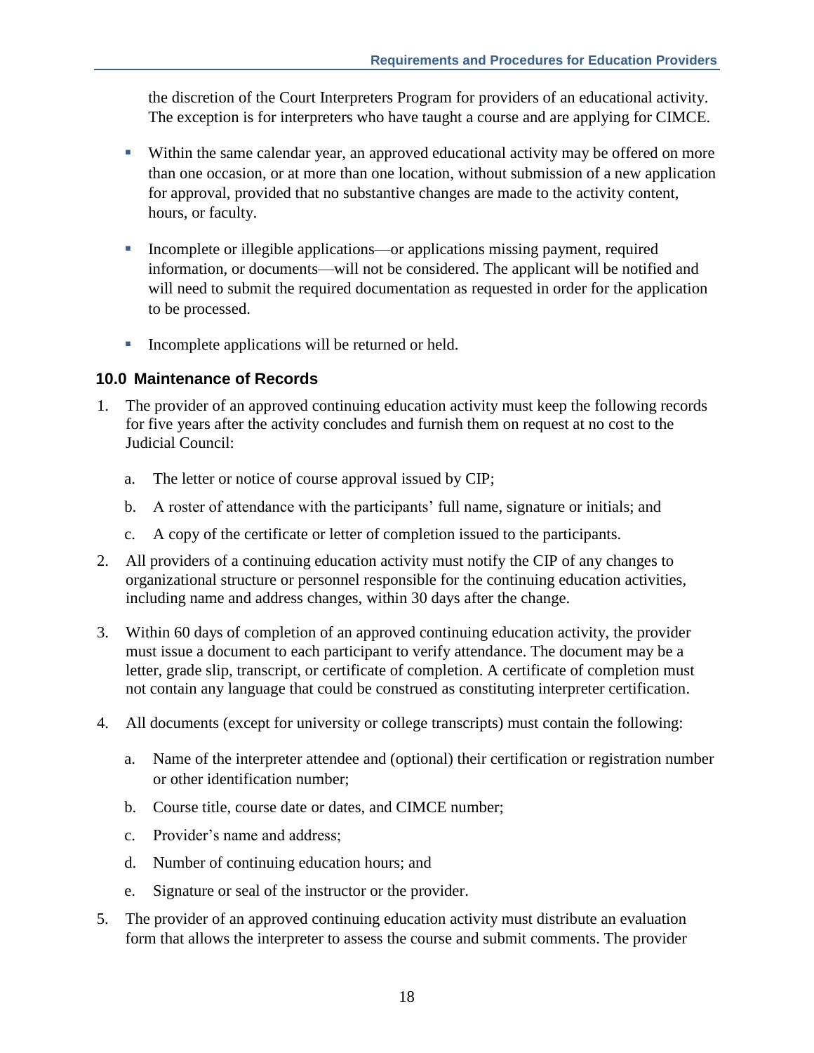the discretion of the Court Interpreters Program for providers of an educational activity. The exception is for interpreters who have taught a course and are applying for CIMCE.

- Within the same calendar year, an approved educational activity may be offered on more than one occasion, or at more than one location, without submission of a new application for approval, provided that no substantive changes are made to the activity content, hours, or faculty.
- Incomplete or illegible applications—or applications missing payment, required information, or documents—will not be considered. The applicant will be notified and will need to submit the required documentation as requested in order for the application to be processed.
- Incomplete applications will be returned or held.

### 10.0 Maintenance of Records

1. The provider of an approved continuing education activity must keep the following records for five years after the activity concludes and furnish them on request at no cost to the Judicial Council:
   a. The letter or notice of course approval issued by CIP;
   b. A roster of attendance with the participants' full name, signature or initials; and
   c. A copy of the certificate or letter of completion issued to the participants.
2. All providers of a continuing education activity must notify the CIP of any changes to organizational structure or personnel responsible for the continuing education activities, including name and address changes, within 30 days after the change.
3. Within 60 days of completion of an approved continuing education activity, the provider must issue a document to each participant to verify attendance. The document may be a letter, grade slip, transcript, or certificate of completion. A certificate of completion must not contain any language that could be construed as constituting interpreter certification.
4. All documents (except for university or college transcripts) must contain the following:
   a. Name of the interpreter attendee and (optional) their certification or registration number or other identification number;
   b. Course title, course date or dates, and CIMCE number;
   c. Provider's name and address;
   d. Number of continuing education hours; and
   e. Signature or seal of the instructor or the provider.
5. The provider of an approved continuing education activity must distribute an evaluation form that allows the interpreter to assess the course and submit comments. The provider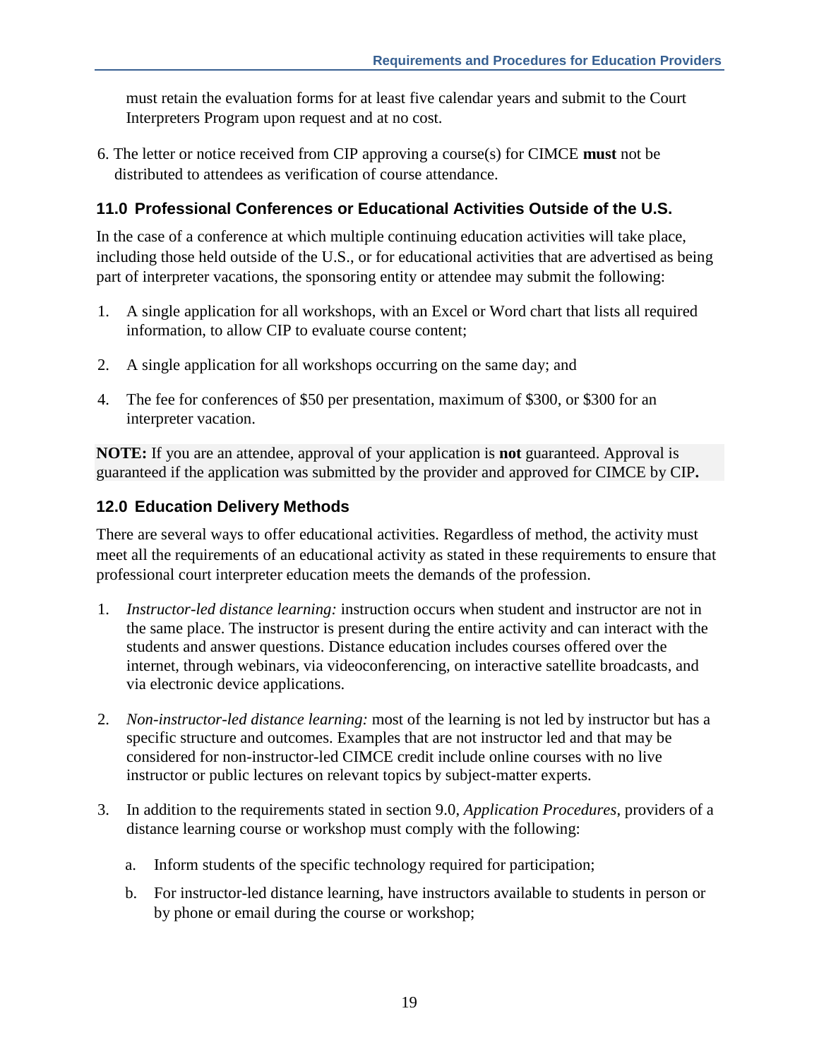must retain the evaluation forms for at least five calendar years and submit to the Court Interpreters Program upon request and at no cost.

6. The letter or notice received from CIP approving a course(s) for CIMCE **must** not be distributed to attendees as verification of course attendance.

## 11.0 Professional Conferences or Educational Activities Outside of the U.S.

In the case of a conference at which multiple continuing education activities will take place, including those held outside of the U.S., or for educational activities that are advertised as being part of interpreter vacations, the sponsoring entity or attendee may submit the following:

1. A single application for all workshops, with an Excel or Word chart that lists all required information, to allow CIP to evaluate course content;

2. A single application for all workshops occurring on the same day; and

4. The fee for conferences of $50 per presentation, maximum of $300, or $300 for an interpreter vacation.

**NOTE:** If you are an attendee, approval of your application is **not** guaranteed. Approval is guaranteed if the application was submitted by the provider and approved for CIMCE by CIP**.**

## 12.0 Education Delivery Methods

There are several ways to offer educational activities. Regardless of method, the activity must meet all the requirements of an educational activity as stated in these requirements to ensure that professional court interpreter education meets the demands of the profession.

1. *Instructor-led distance learning:* instruction occurs when student and instructor are not in the same place. The instructor is present during the entire activity and can interact with the students and answer questions. Distance education includes courses offered over the internet, through webinars, via videoconferencing, on interactive satellite broadcasts, and via electronic device applications.

2. *Non-instructor-led distance learning:* most of the learning is not led by instructor but has a specific structure and outcomes. Examples that are not instructor led and that may be considered for non-instructor-led CIMCE credit include online courses with no live instructor or public lectures on relevant topics by subject-matter experts.

3. In addition to the requirements stated in section 9.0, *Application Procedures*, providers of a distance learning course or workshop must comply with the following:

    a. Inform students of the specific technology required for participation;

    b. For instructor-led distance learning, have instructors available to students in person or by phone or email during the course or workshop;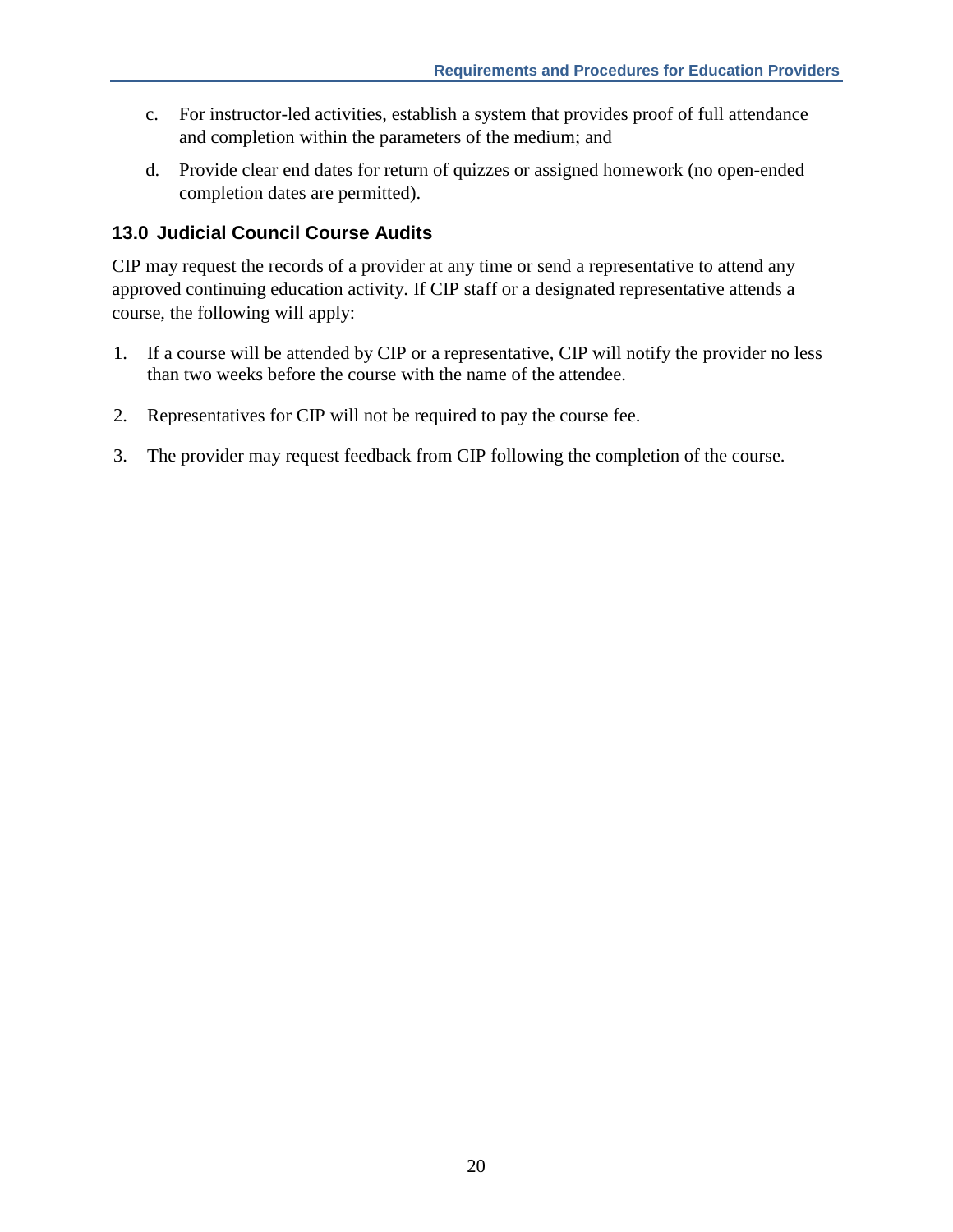c. For instructor-led activities, establish a system that provides proof of full attendance and completion within the parameters of the medium; and

d. Provide clear end dates for return of quizzes or assigned homework (no open-ended completion dates are permitted).

## 13.0 Judicial Council Course Audits

CIP may request the records of a provider at any time or send a representative to attend any approved continuing education activity. If CIP staff or a designated representative attends a course, the following will apply:

1. If a course will be attended by CIP or a representative, CIP will notify the provider no less than two weeks before the course with the name of the attendee.
2. Representatives for CIP will not be required to pay the course fee.
3. The provider may request feedback from CIP following the completion of the course.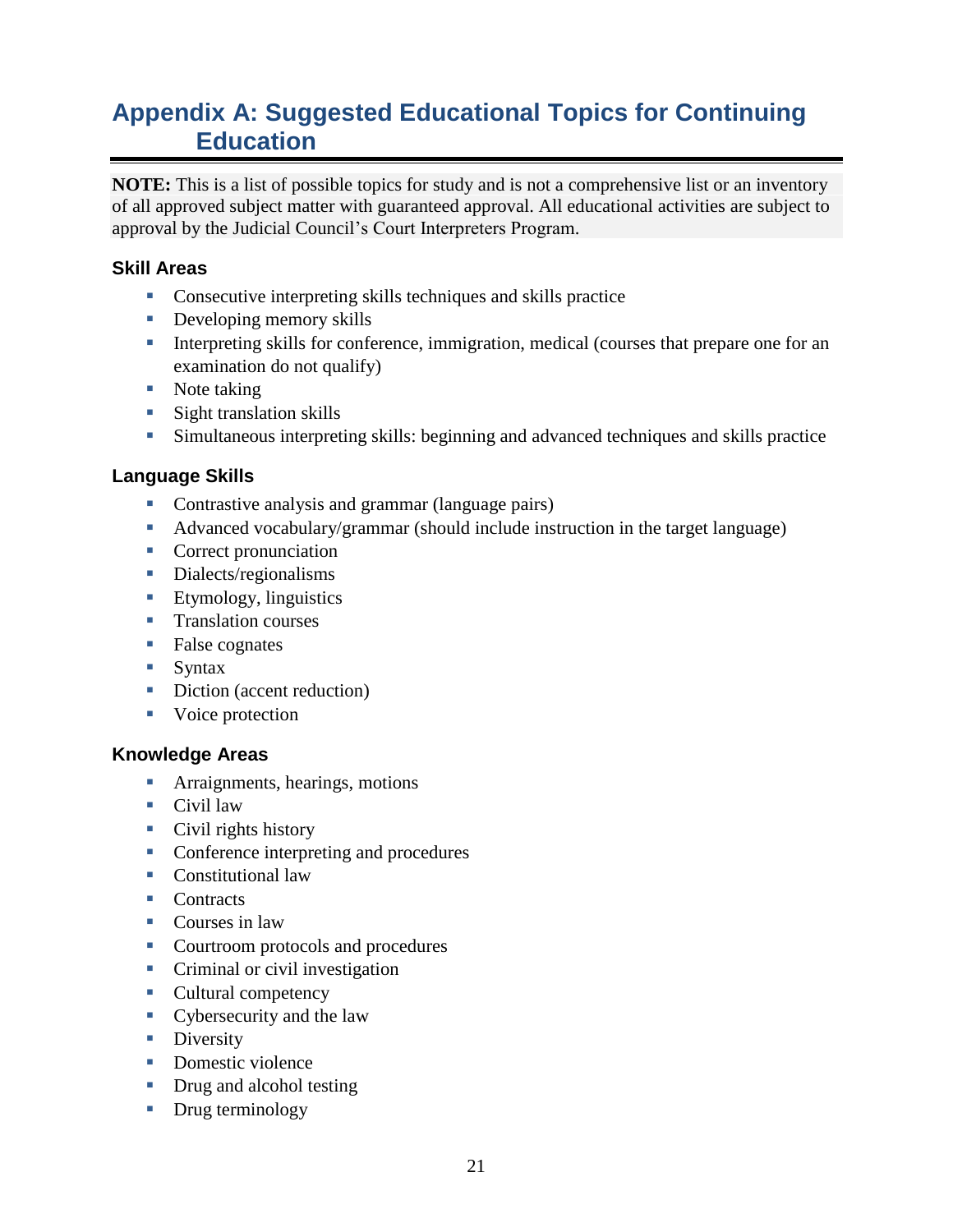# Appendix A: Suggested Educational Topics for Continuing Education

**NOTE:** This is a list of possible topics for study and is not a comprehensive list or an inventory of all approved subject matter with guaranteed approval. All educational activities are subject to approval by the Judicial Council's Court Interpreters Program.

### Skill Areas

- Consecutive interpreting skills techniques and skills practice
- Developing memory skills
- Interpreting skills for conference, immigration, medical (courses that prepare one for an examination do not qualify)
- Note taking
- Sight translation skills
- Simultaneous interpreting skills: beginning and advanced techniques and skills practice

### Language Skills

- Contrastive analysis and grammar (language pairs)
- Advanced vocabulary/grammar (should include instruction in the target language)
- Correct pronunciation
- Dialects/regionalisms
- Etymology, linguistics
- Translation courses
- False cognates
- Syntax
- Diction (accent reduction)
- Voice protection

### Knowledge Areas

- Arraignments, hearings, motions
- Civil law
- Civil rights history
- Conference interpreting and procedures
- Constitutional law
- Contracts
- Courses in law
- Courtroom protocols and procedures
- Criminal or civil investigation
- Cultural competency
- Cybersecurity and the law
- Diversity
- Domestic violence
- Drug and alcohol testing
- Drug terminology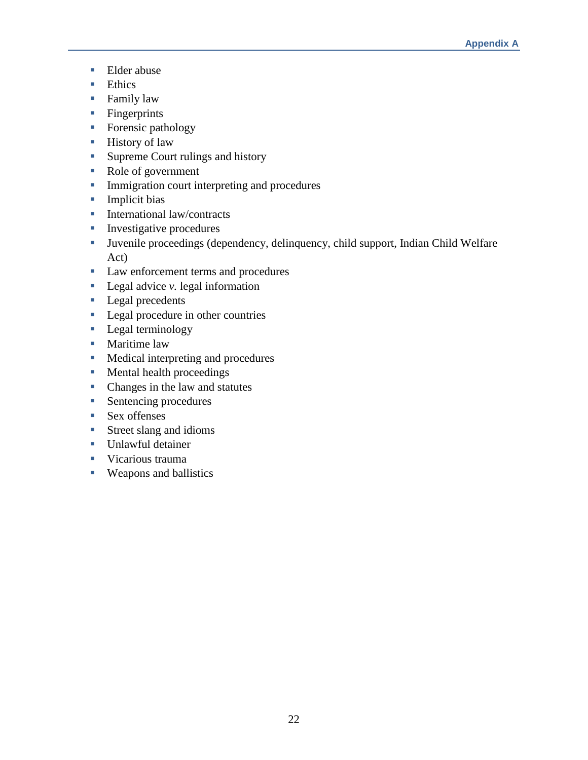- Elder abuse
- Ethics
- Family law
- Fingerprints
- Forensic pathology
- History of law
- Supreme Court rulings and history
- Role of government
- Immigration court interpreting and procedures
- Implicit bias
- International law/contracts
- Investigative procedures
- Juvenile proceedings (dependency, delinquency, child support, Indian Child Welfare Act)
- Law enforcement terms and procedures
- Legal advice *v.* legal information
- Legal precedents
- Legal procedure in other countries
- Legal terminology
- Maritime law
- Medical interpreting and procedures
- Mental health proceedings
- Changes in the law and statutes
- Sentencing procedures
- Sex offenses
- Street slang and idioms
- Unlawful detainer
- Vicarious trauma
- Weapons and ballistics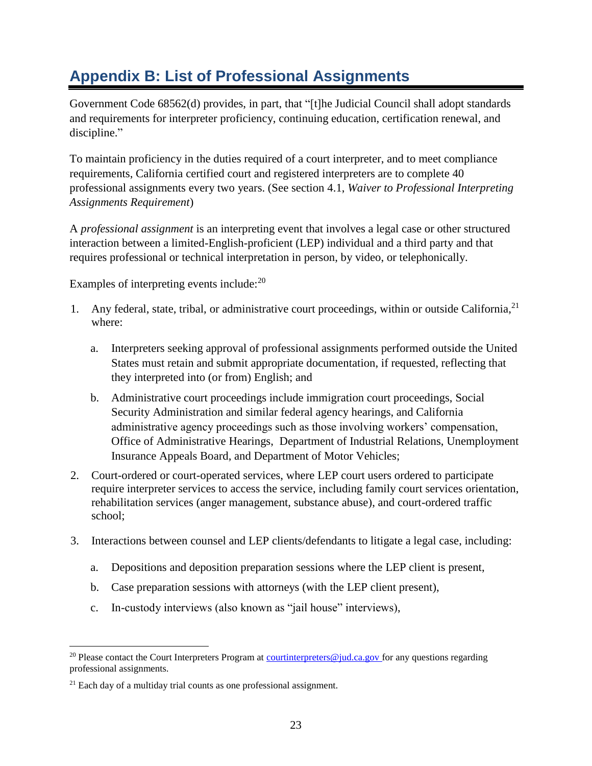## Appendix B: List of Professional Assignments

Government Code 68562(d) provides, in part, that "[t]he Judicial Council shall adopt standards and requirements for interpreter proficiency, continuing education, certification renewal, and discipline."

To maintain proficiency in the duties required of a court interpreter, and to meet compliance requirements, California certified court and registered interpreters are to complete 40 professional assignments every two years. (See section 4.1, *Waiver to Professional Interpreting Assignments Requirement*)

A *professional assignment* is an interpreting event that involves a legal case or other structured interaction between a limited-English-proficient (LEP) individual and a third party and that requires professional or technical interpretation in person, by video, or telephonically.

Examples of interpreting events include:[20]

1. Any federal, state, tribal, or administrative court proceedings, within or outside California,[21] where:
   a. Interpreters seeking approval of professional assignments performed outside the United States must retain and submit appropriate documentation, if requested, reflecting that they interpreted into (or from) English; and
   b. Administrative court proceedings include immigration court proceedings, Social Security Administration and similar federal agency hearings, and California administrative agency proceedings such as those involving workers' compensation, Office of Administrative Hearings, Department of Industrial Relations, Unemployment Insurance Appeals Board, and Department of Motor Vehicles;
2. Court-ordered or court-operated services, where LEP court users ordered to participate require interpreter services to access the service, including family court services orientation, rehabilitation services (anger management, substance abuse), and court-ordered traffic school;
3. Interactions between counsel and LEP clients/defendants to litigate a legal case, including:
   a. Depositions and deposition preparation sessions where the LEP client is present,
   b. Case preparation sessions with attorneys (with the LEP client present),
   c. In-custody interviews (also known as "jail house" interviews),

[20] Please contact the Court Interpreters Program at courtinterpreters@jud.ca.gov for any questions regarding professional assignments.

[21] Each day of a multiday trial counts as one professional assignment.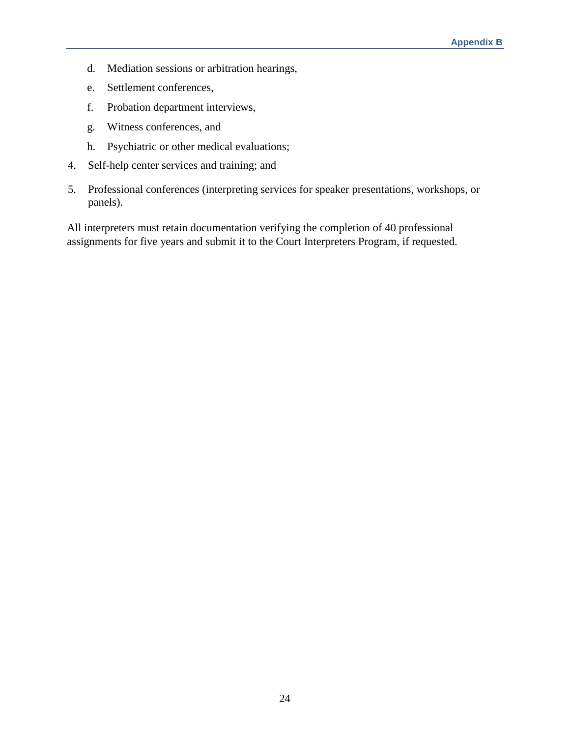d. Mediation sessions or arbitration hearings,

   e. Settlement conferences,

   f. Probation department interviews,

   g. Witness conferences, and

   h. Psychiatric or other medical evaluations;

4. Self-help center services and training; and

5. Professional conferences (interpreting services for speaker presentations, workshops, or panels).

All interpreters must retain documentation verifying the completion of 40 professional assignments for five years and submit it to the Court Interpreters Program, if requested.